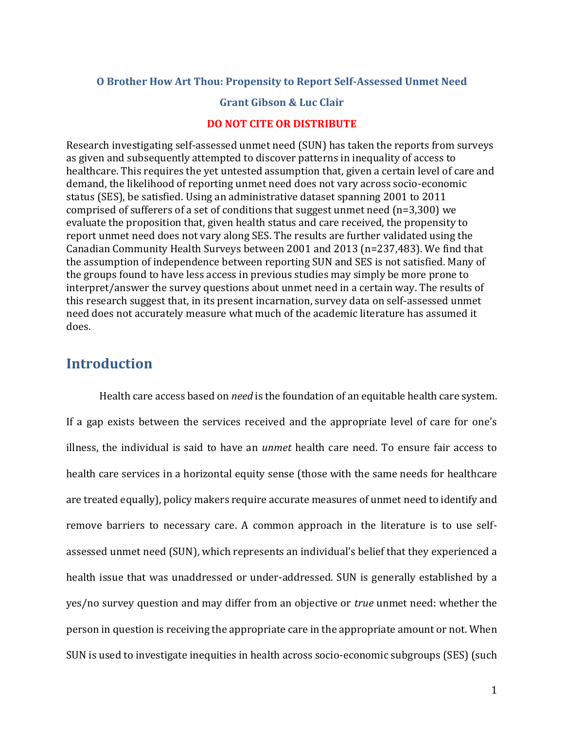**O Brother How Art Thou: Propensity to Report Self-Assessed Unmet Need**

**Grant Gibson & Luc Clair**

**DO NOT CITE OR DISTRIBUTE**

Research investigating self-assessed unmet need (SUN) has taken the reports from surveys as given and subsequently attempted to discover patterns in inequality of access to healthcare. This requires the yet untested assumption that, given a certain level of care and demand, the likelihood of reporting unmet need does not vary across socio-economic status (SES), be satisfied. Using an administrative dataset spanning 2001 to 2011 comprised of sufferers of a set of conditions that suggest unmet need (n=3,300) we evaluate the proposition that, given health status and care received, the propensity to report unmet need does not vary along SES. The results are further validated using the Canadian Community Health Surveys between 2001 and 2013 (n=237,483). We find that the assumption of independence between reporting SUN and SES is not satisfied. Many of the groups found to have less access in previous studies may simply be more prone to interpret/answer the survey questions about unmet need in a certain way. The results of this research suggest that, in its present incarnation, survey data on self-assessed unmet need does not accurately measure what much of the academic literature has assumed it does.

## Introduction

Health care access based on *need* is the foundation of an equitable health care system. If a gap exists between the services received and the appropriate level of care for one's illness, the individual is said to have an *unmet* health care need. To ensure fair access to health care services in a horizontal equity sense (those with the same needs for healthcare are treated equally), policy makers require accurate measures of unmet need to identify and remove barriers to necessary care. A common approach in the literature is to use self-assessed unmet need (SUN), which represents an individual's belief that they experienced a health issue that was unaddressed or under-addressed. SUN is generally established by a yes/no survey question and may differ from an objective or *true* unmet need: whether the person in question is receiving the appropriate care in the appropriate amount or not. When SUN is used to investigate inequities in health across socio-economic subgroups (SES) (such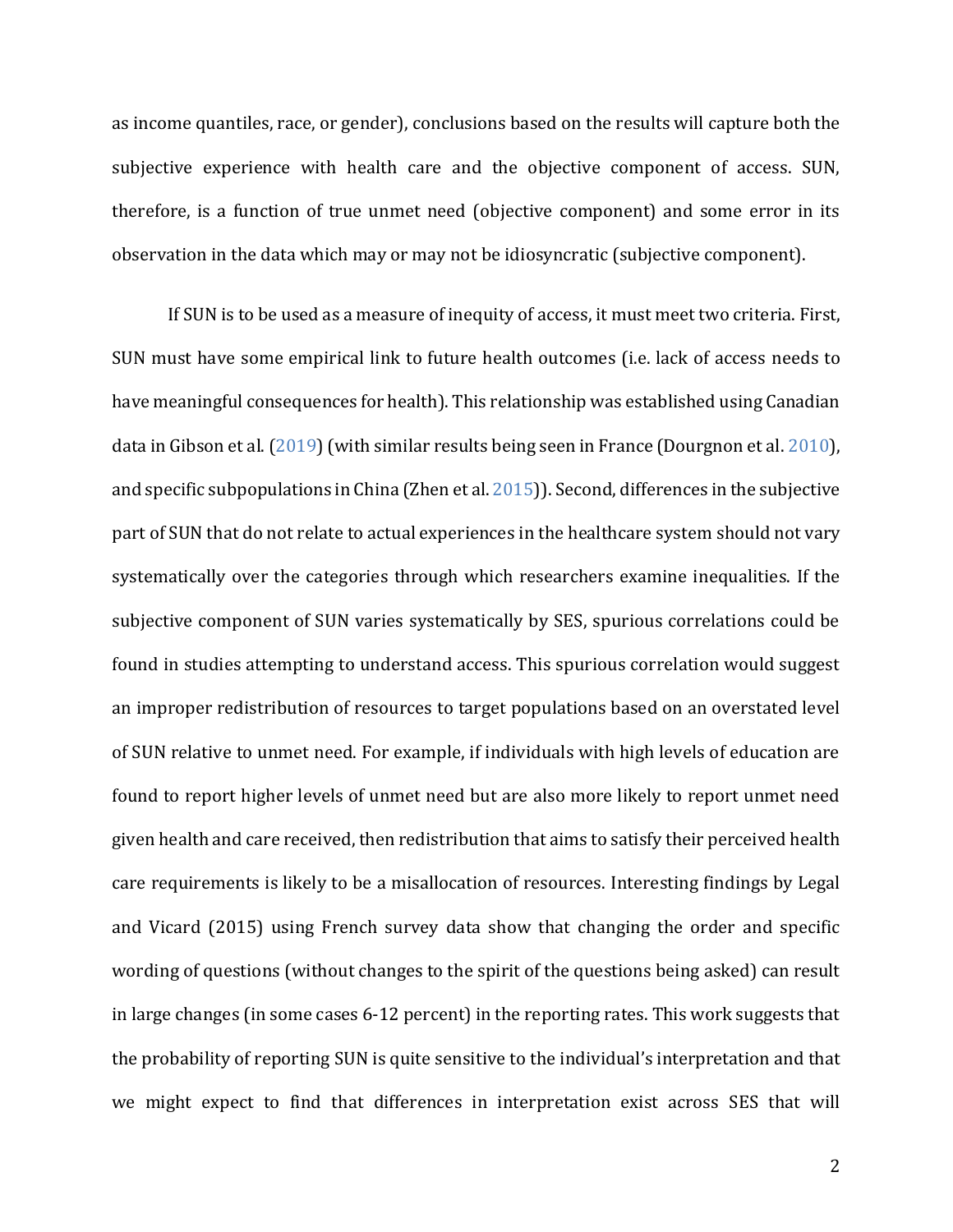as income quantiles, race, or gender), conclusions based on the results will capture both the subjective experience with health care and the objective component of access. SUN, therefore, is a function of true unmet need (objective component) and some error in its observation in the data which may or may not be idiosyncratic (subjective component).

If SUN is to be used as a measure of inequity of access, it must meet two criteria. First, SUN must have some empirical link to future health outcomes (i.e. lack of access needs to have meaningful consequences for health). This relationship was established using Canadian data in Gibson et al. (2019) (with similar results being seen in France (Dourgnon et al. 2010), and specific subpopulations in China (Zhen et al. 2015)). Second, differences in the subjective part of SUN that do not relate to actual experiences in the healthcare system should not vary systematically over the categories through which researchers examine inequalities. If the subjective component of SUN varies systematically by SES, spurious correlations could be found in studies attempting to understand access. This spurious correlation would suggest an improper redistribution of resources to target populations based on an overstated level of SUN relative to unmet need. For example, if individuals with high levels of education are found to report higher levels of unmet need but are also more likely to report unmet need given health and care received, then redistribution that aims to satisfy their perceived health care requirements is likely to be a misallocation of resources. Interesting findings by Legal and Vicard (2015) using French survey data show that changing the order and specific wording of questions (without changes to the spirit of the questions being asked) can result in large changes (in some cases 6-12 percent) in the reporting rates. This work suggests that the probability of reporting SUN is quite sensitive to the individual's interpretation and that we might expect to find that differences in interpretation exist across SES that will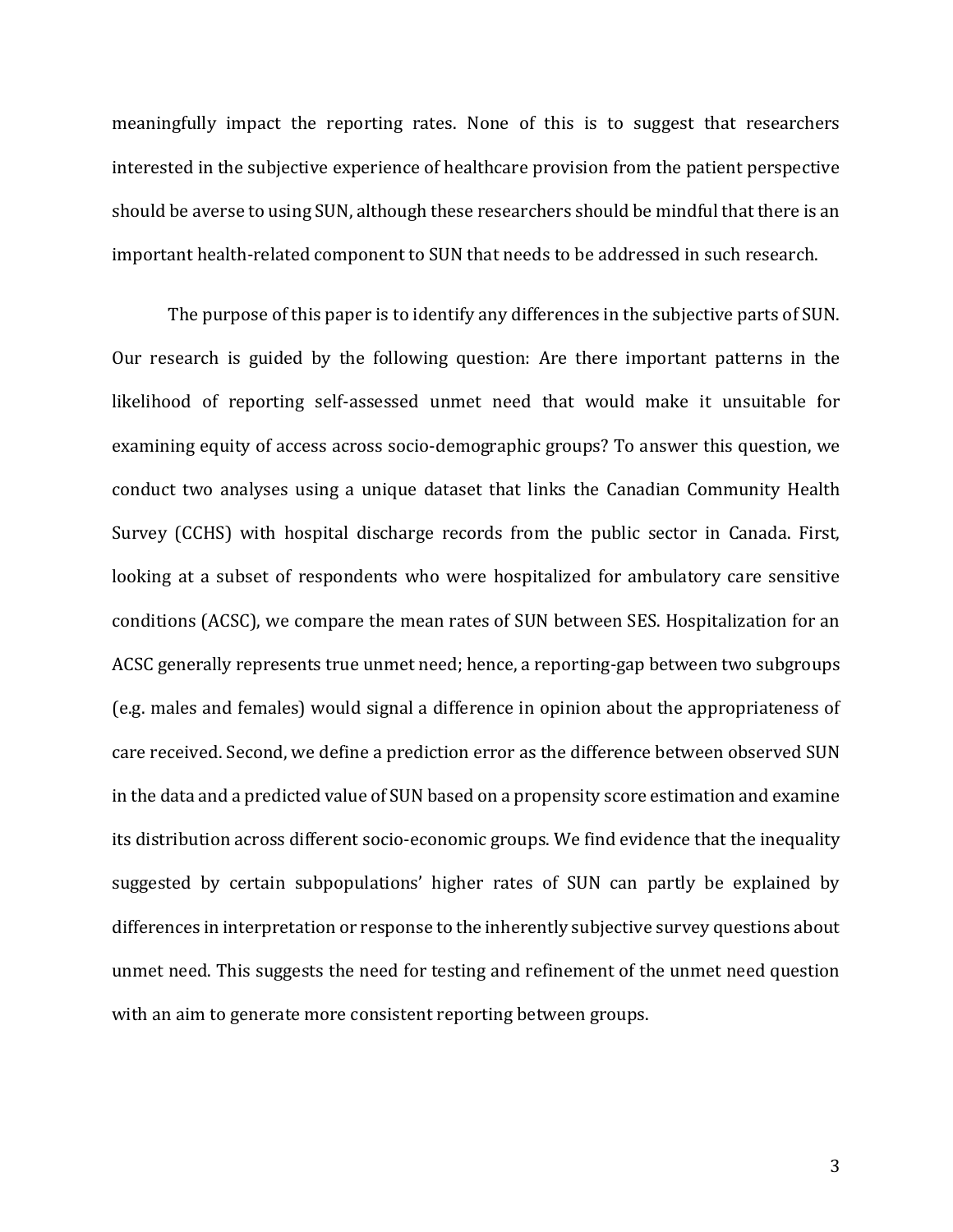meaningfully impact the reporting rates. None of this is to suggest that researchers interested in the subjective experience of healthcare provision from the patient perspective should be averse to using SUN, although these researchers should be mindful that there is an important health-related component to SUN that needs to be addressed in such research.

The purpose of this paper is to identify any differences in the subjective parts of SUN. Our research is guided by the following question: Are there important patterns in the likelihood of reporting self-assessed unmet need that would make it unsuitable for examining equity of access across socio-demographic groups? To answer this question, we conduct two analyses using a unique dataset that links the Canadian Community Health Survey (CCHS) with hospital discharge records from the public sector in Canada. First, looking at a subset of respondents who were hospitalized for ambulatory care sensitive conditions (ACSC), we compare the mean rates of SUN between SES. Hospitalization for an ACSC generally represents true unmet need; hence, a reporting-gap between two subgroups (e.g. males and females) would signal a difference in opinion about the appropriateness of care received. Second, we define a prediction error as the difference between observed SUN in the data and a predicted value of SUN based on a propensity score estimation and examine its distribution across different socio-economic groups. We find evidence that the inequality suggested by certain subpopulations' higher rates of SUN can partly be explained by differences in interpretation or response to the inherently subjective survey questions about unmet need. This suggests the need for testing and refinement of the unmet need question with an aim to generate more consistent reporting between groups.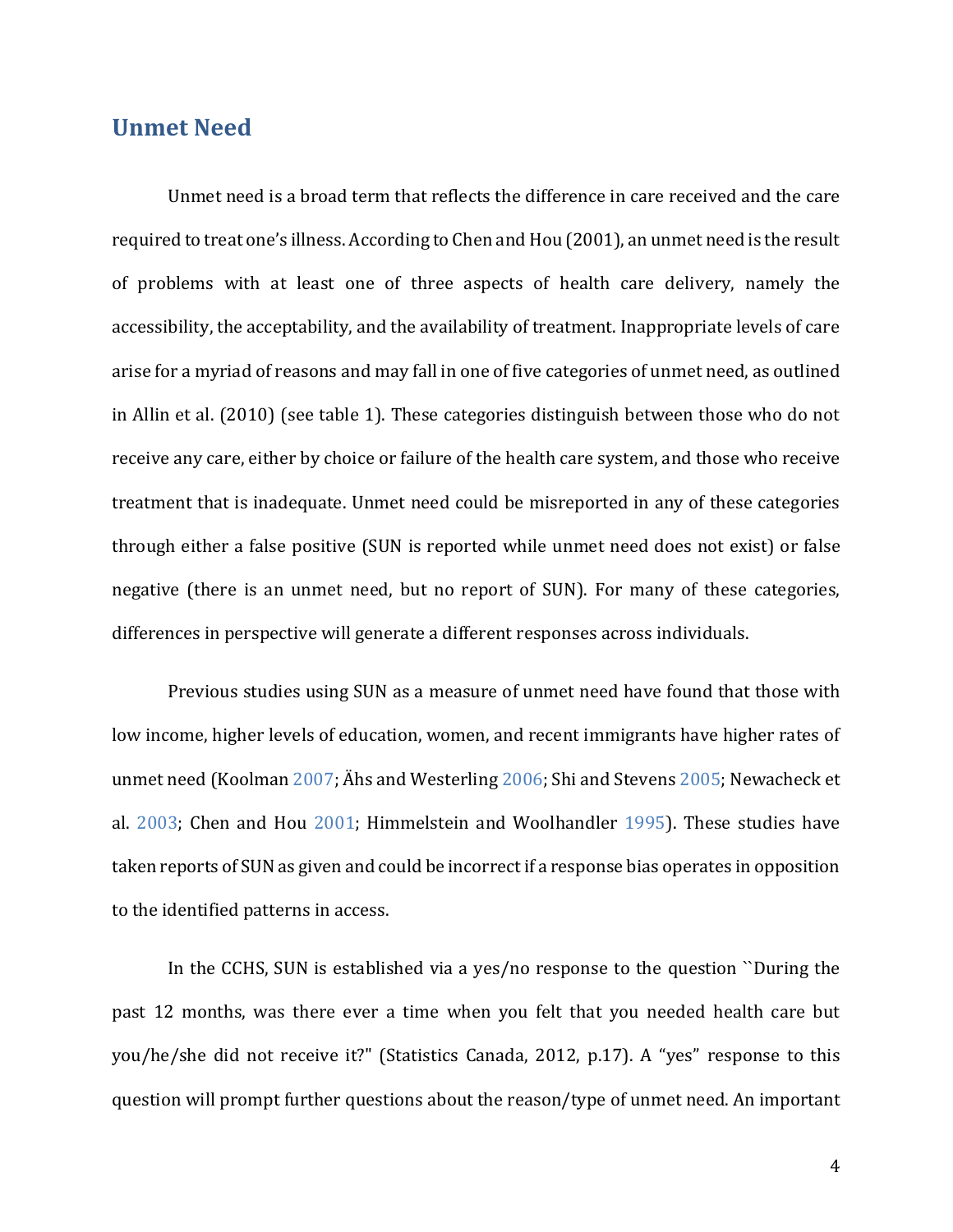## Unmet Need

Unmet need is a broad term that reflects the difference in care received and the care required to treat one's illness. According to Chen and Hou (2001), an unmet need is the result of problems with at least one of three aspects of health care delivery, namely the accessibility, the acceptability, and the availability of treatment. Inappropriate levels of care arise for a myriad of reasons and may fall in one of five categories of unmet need, as outlined in Allin et al. (2010) (see table 1). These categories distinguish between those who do not receive any care, either by choice or failure of the health care system, and those who receive treatment that is inadequate. Unmet need could be misreported in any of these categories through either a false positive (SUN is reported while unmet need does not exist) or false negative (there is an unmet need, but no report of SUN). For many of these categories, differences in perspective will generate a different responses across individuals.

Previous studies using SUN as a measure of unmet need have found that those with low income, higher levels of education, women, and recent immigrants have higher rates of unmet need (Koolman 2007; Ähs and Westerling 2006; Shi and Stevens 2005; Newacheck et al. 2003; Chen and Hou 2001; Himmelstein and Woolhandler 1995). These studies have taken reports of SUN as given and could be incorrect if a response bias operates in opposition to the identified patterns in access.

In the CCHS, SUN is established via a yes/no response to the question ``During the past 12 months, was there ever a time when you felt that you needed health care but you/he/she did not receive it?" (Statistics Canada, 2012, p.17). A "yes" response to this question will prompt further questions about the reason/type of unmet need. An important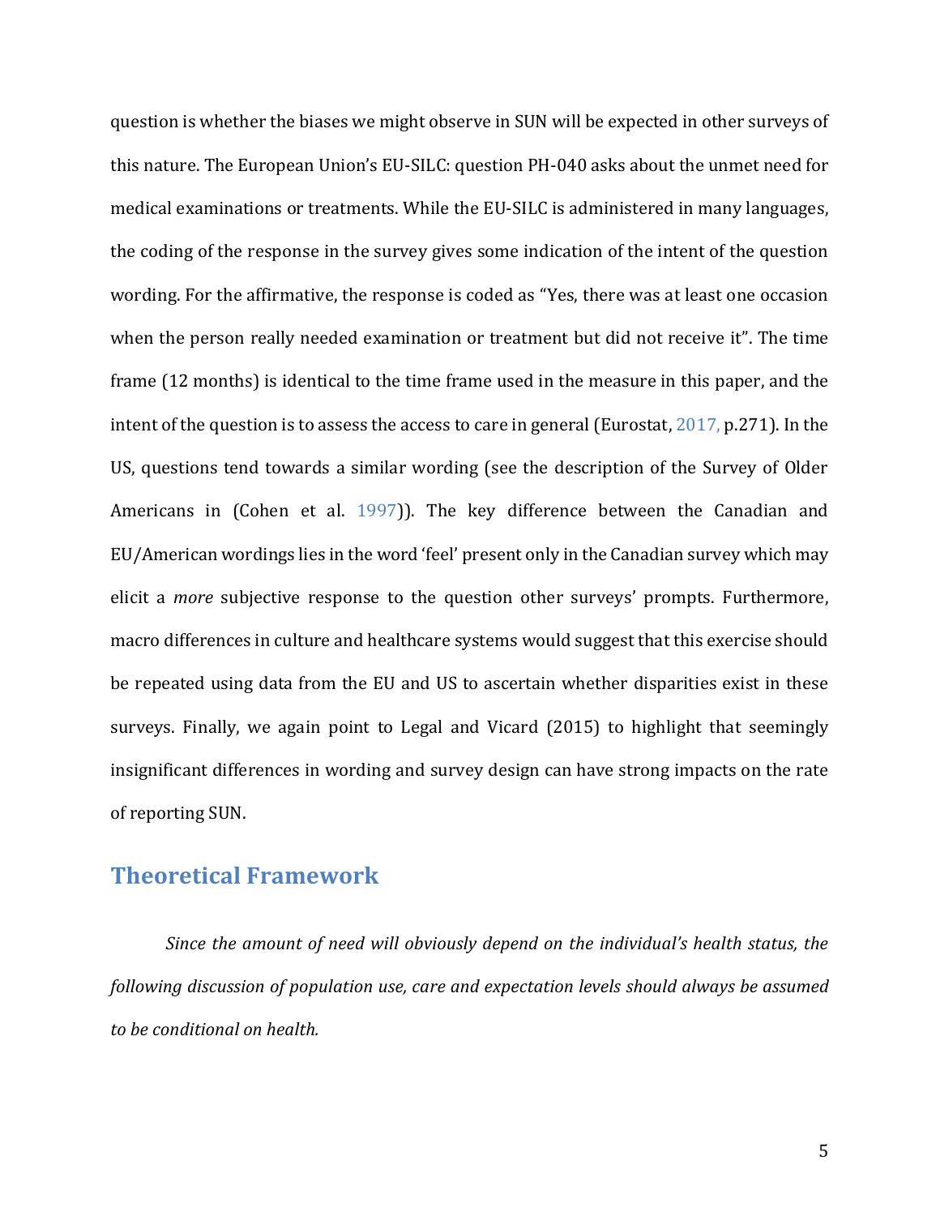question is whether the biases we might observe in SUN will be expected in other surveys of this nature. The European Union's EU-SILC: question PH-040 asks about the unmet need for medical examinations or treatments. While the EU-SILC is administered in many languages, the coding of the response in the survey gives some indication of the intent of the question wording. For the affirmative, the response is coded as "Yes, there was at least one occasion when the person really needed examination or treatment but did not receive it". The time frame (12 months) is identical to the time frame used in the measure in this paper, and the intent of the question is to assess the access to care in general (Eurostat, 2017, p.271). In the US, questions tend towards a similar wording (see the description of the Survey of Older Americans in (Cohen et al. 1997)). The key difference between the Canadian and EU/American wordings lies in the word 'feel' present only in the Canadian survey which may elicit a *more* subjective response to the question other surveys' prompts. Furthermore, macro differences in culture and healthcare systems would suggest that this exercise should be repeated using data from the EU and US to ascertain whether disparities exist in these surveys. Finally, we again point to Legal and Vicard (2015) to highlight that seemingly insignificant differences in wording and survey design can have strong impacts on the rate of reporting SUN.

## Theoretical Framework

*Since the amount of need will obviously depend on the individual's health status, the following discussion of population use, care and expectation levels should always be assumed to be conditional on health.*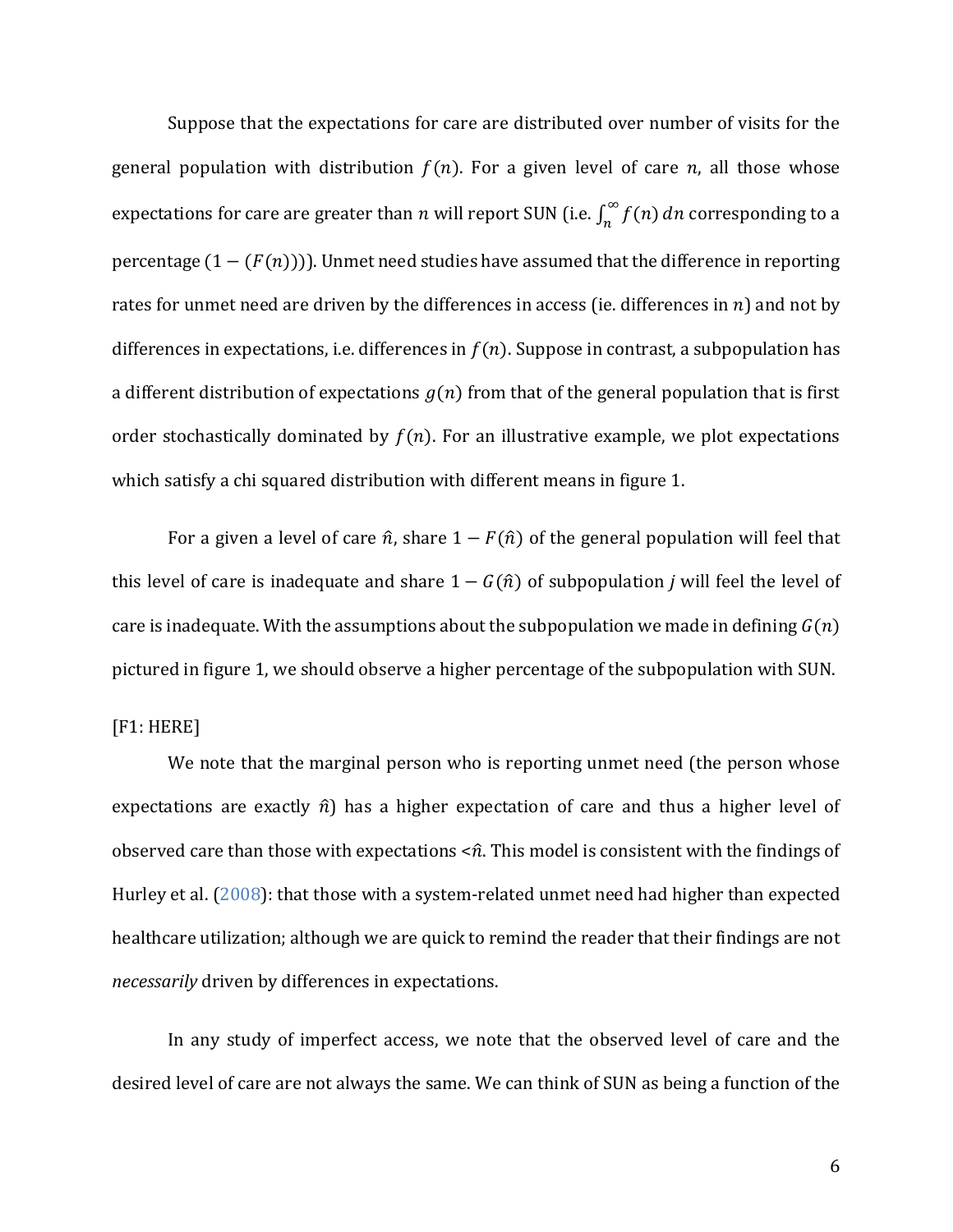Suppose that the expectations for care are distributed over number of visits for the general population with distribution $f(n)$. For a given level of care $n$, all those whose expectations for care are greater than $n$ will report SUN (i.e. $\int_{n}^{\infty} f(n)\, dn$ corresponding to a percentage $(1 - (F(n))))$. Unmet need studies have assumed that the difference in reporting rates for unmet need are driven by the differences in access (ie. differences in $n$) and not by differences in expectations, i.e. differences in $f(n)$. Suppose in contrast, a subpopulation has a different distribution of expectations $g(n)$ from that of the general population that is first order stochastically dominated by $f(n)$. For an illustrative example, we plot expectations which satisfy a chi squared distribution with different means in figure 1.

For a given a level of care $\hat{n}$, share $1 - F(\hat{n})$ of the general population will feel that this level of care is inadequate and share $1 - G(\hat{n})$ of subpopulation $j$ will feel the level of care is inadequate. With the assumptions about the subpopulation we made in defining $G(n)$ pictured in figure 1, we should observe a higher percentage of the subpopulation with SUN.

[F1: HERE]

We note that the marginal person who is reporting unmet need (the person whose expectations are exactly $\hat{n}$) has a higher expectation of care and thus a higher level of observed care than those with expectations $<\hat{n}$. This model is consistent with the findings of Hurley et al. (2008): that those with a system-related unmet need had higher than expected healthcare utilization; although we are quick to remind the reader that their findings are not *necessarily* driven by differences in expectations.

In any study of imperfect access, we note that the observed level of care and the desired level of care are not always the same. We can think of SUN as being a function of the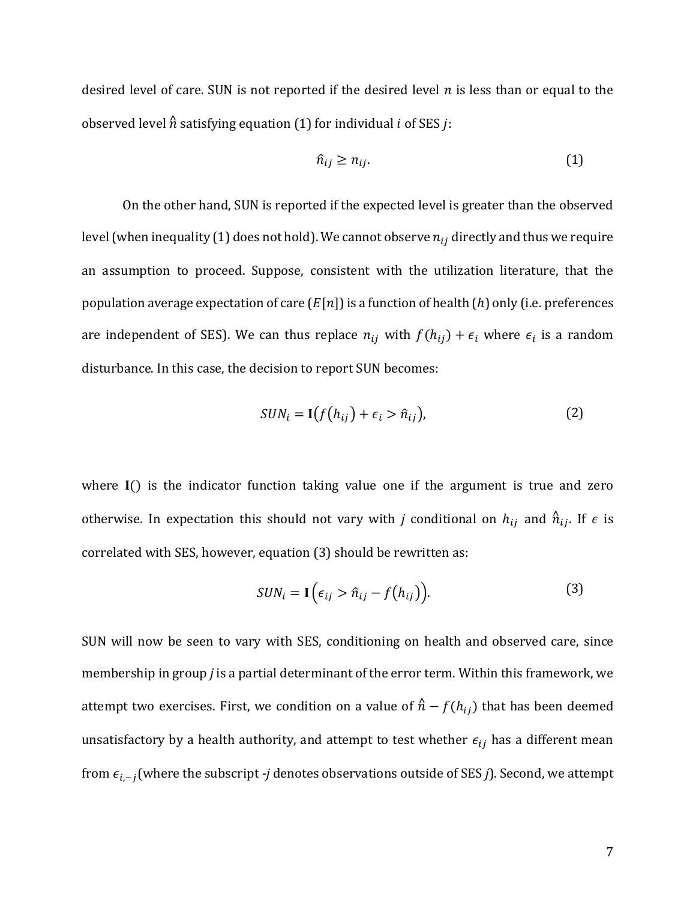desired level of care. SUN is not reported if the desired level $n$ is less than or equal to the observed level $\hat{n}$ satisfying equation (1) for individual $i$ of SES $j$:

$$\hat{n}_{ij} \geq n_{ij}. \tag{1}$$

On the other hand, SUN is reported if the expected level is greater than the observed level (when inequality (1) does not hold). We cannot observe $n_{ij}$ directly and thus we require an assumption to proceed. Suppose, consistent with the utilization literature, that the population average expectation of care ($E[n]$) is a function of health ($h$) only (i.e. preferences are independent of SES). We can thus replace $n_{ij}$ with $f(h_{ij}) + \epsilon_i$ where $\epsilon_i$ is a random disturbance. In this case, the decision to report SUN becomes:

$$SUN_i = \mathbf{I}\big(f(h_{ij}) + \epsilon_i > \hat{n}_{ij}\big), \tag{2}$$

where $\mathbf{I}()$ is the indicator function taking value one if the argument is true and zero otherwise. In expectation this should not vary with $j$ conditional on $h_{ij}$ and $\hat{n}_{ij}$. If $\epsilon$ is correlated with SES, however, equation (3) should be rewritten as:

$$SUN_i = \mathbf{I}\left(\epsilon_{ij} > \hat{n}_{ij} - f(h_{ij})\right). \tag{3}$$

SUN will now be seen to vary with SES, conditioning on health and observed care, since membership in group *j* is a partial determinant of the error term. Within this framework, we attempt two exercises. First, we condition on a value of $\hat{n} - f(h_{ij})$ that has been deemed unsatisfactory by a health authority, and attempt to test whether $\epsilon_{ij}$ has a different mean from $\epsilon_{i,-j}$ (where the subscript *-j* denotes observations outside of SES *j*). Second, we attempt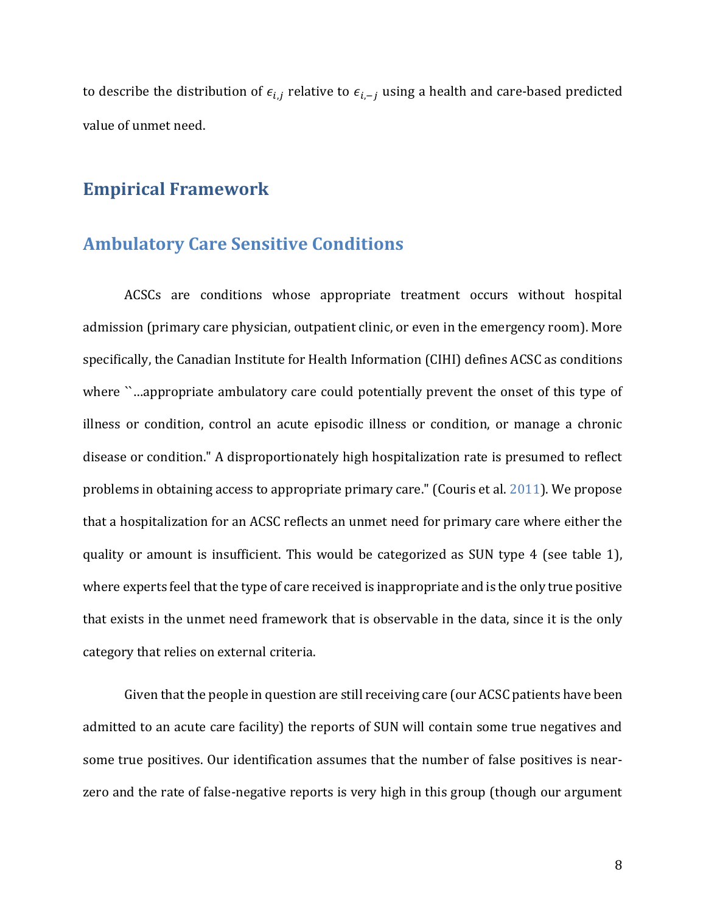to describe the distribution of $\epsilon_{i,j}$ relative to $\epsilon_{i,-j}$ using a health and care-based predicted value of unmet need.

# Empirical Framework

## Ambulatory Care Sensitive Conditions

ACSCs are conditions whose appropriate treatment occurs without hospital admission (primary care physician, outpatient clinic, or even in the emergency room). More specifically, the Canadian Institute for Health Information (CIHI) defines ACSC as conditions where ``…appropriate ambulatory care could potentially prevent the onset of this type of illness or condition, control an acute episodic illness or condition, or manage a chronic disease or condition." A disproportionately high hospitalization rate is presumed to reflect problems in obtaining access to appropriate primary care." (Couris et al. 2011). We propose that a hospitalization for an ACSC reflects an unmet need for primary care where either the quality or amount is insufficient. This would be categorized as SUN type 4 (see table 1), where experts feel that the type of care received is inappropriate and is the only true positive that exists in the unmet need framework that is observable in the data, since it is the only category that relies on external criteria.

Given that the people in question are still receiving care (our ACSC patients have been admitted to an acute care facility) the reports of SUN will contain some true negatives and some true positives. Our identification assumes that the number of false positives is near-zero and the rate of false-negative reports is very high in this group (though our argument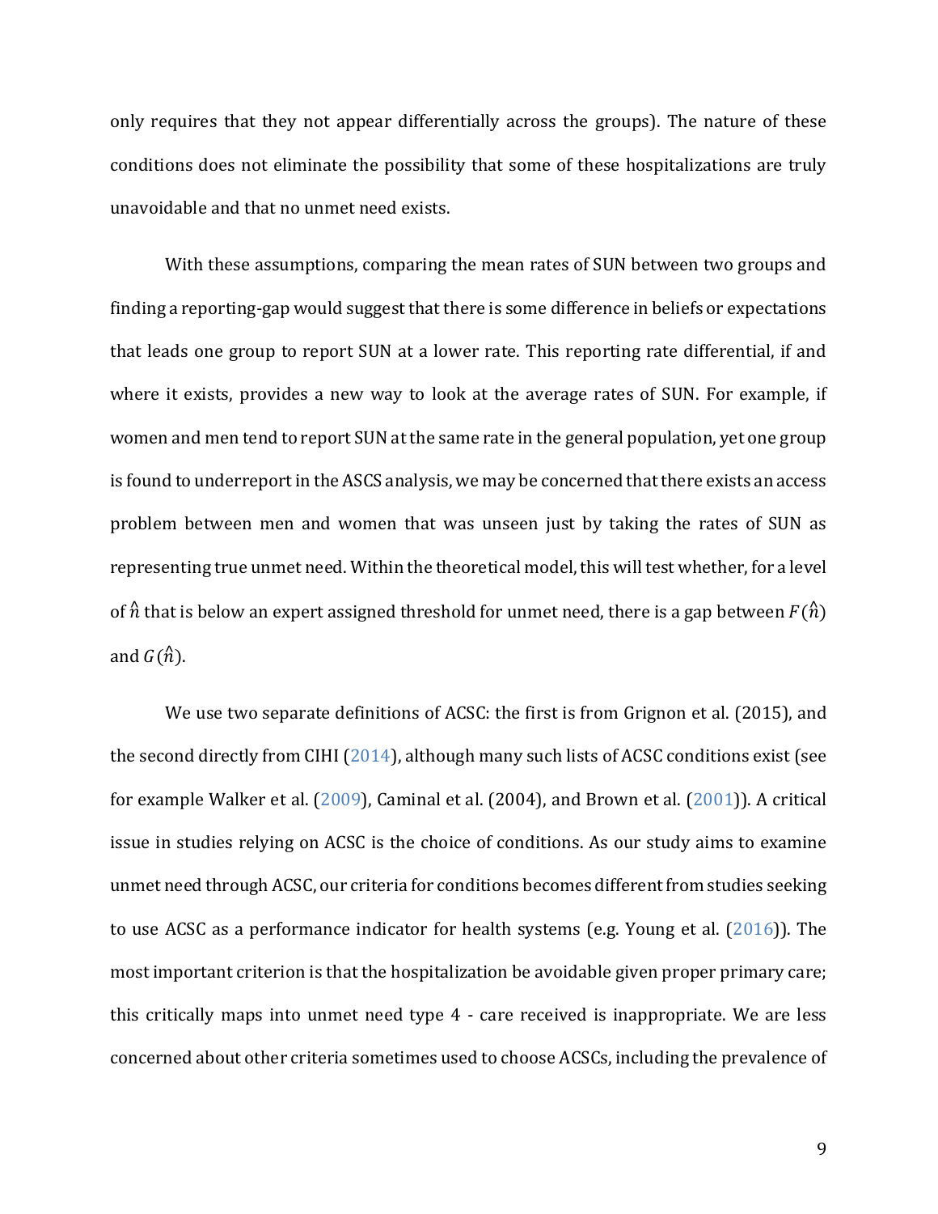only requires that they not appear differentially across the groups). The nature of these conditions does not eliminate the possibility that some of these hospitalizations are truly unavoidable and that no unmet need exists.

With these assumptions, comparing the mean rates of SUN between two groups and finding a reporting-gap would suggest that there is some difference in beliefs or expectations that leads one group to report SUN at a lower rate. This reporting rate differential, if and where it exists, provides a new way to look at the average rates of SUN. For example, if women and men tend to report SUN at the same rate in the general population, yet one group is found to underreport in the ASCS analysis, we may be concerned that there exists an access problem between men and women that was unseen just by taking the rates of SUN as representing true unmet need. Within the theoretical model, this will test whether, for a level of $\hat{n}$ that is below an expert assigned threshold for unmet need, there is a gap between $F(\hat{n})$ and $G(\hat{n})$.

We use two separate definitions of ACSC: the first is from Grignon et al. (2015), and the second directly from CIHI (2014), although many such lists of ACSC conditions exist (see for example Walker et al. (2009), Caminal et al. (2004), and Brown et al. (2001)). A critical issue in studies relying on ACSC is the choice of conditions. As our study aims to examine unmet need through ACSC, our criteria for conditions becomes different from studies seeking to use ACSC as a performance indicator for health systems (e.g. Young et al. (2016)). The most important criterion is that the hospitalization be avoidable given proper primary care; this critically maps into unmet need type 4 - care received is inappropriate. We are less concerned about other criteria sometimes used to choose ACSCs, including the prevalence of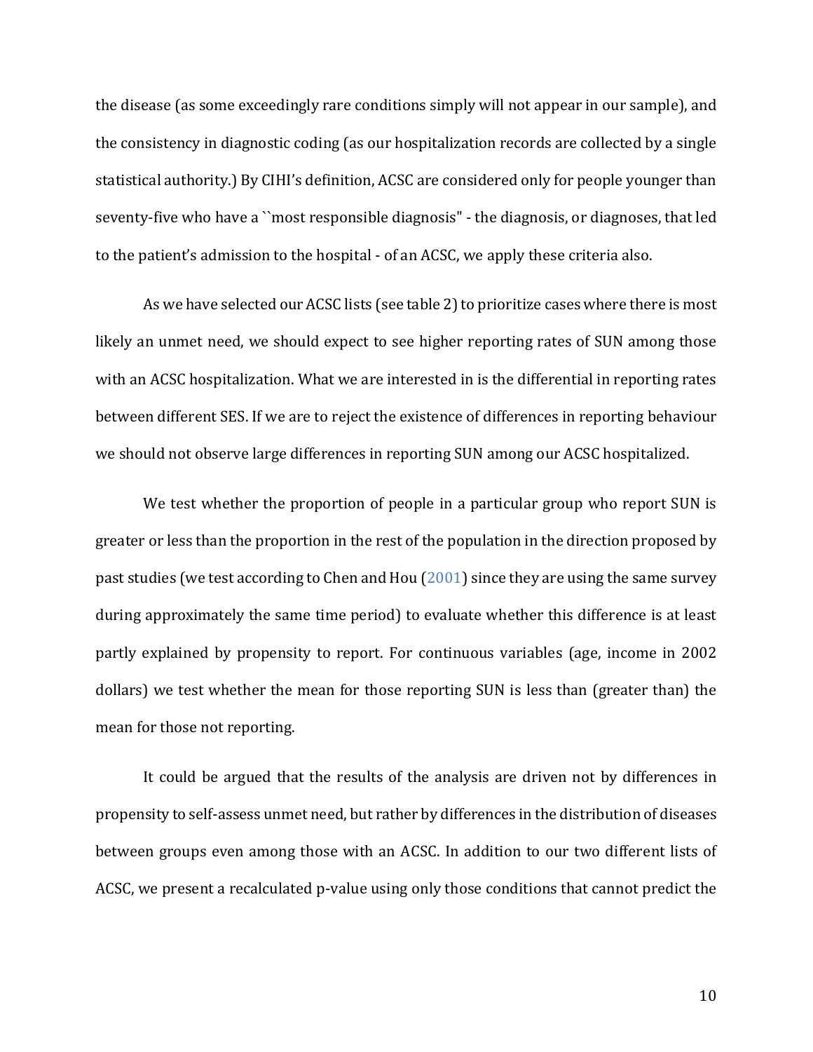the disease (as some exceedingly rare conditions simply will not appear in our sample), and the consistency in diagnostic coding (as our hospitalization records are collected by a single statistical authority.) By CIHI's definition, ACSC are considered only for people younger than seventy-five who have a ``most responsible diagnosis" - the diagnosis, or diagnoses, that led to the patient's admission to the hospital - of an ACSC, we apply these criteria also.

As we have selected our ACSC lists (see table 2) to prioritize cases where there is most likely an unmet need, we should expect to see higher reporting rates of SUN among those with an ACSC hospitalization. What we are interested in is the differential in reporting rates between different SES. If we are to reject the existence of differences in reporting behaviour we should not observe large differences in reporting SUN among our ACSC hospitalized.

We test whether the proportion of people in a particular group who report SUN is greater or less than the proportion in the rest of the population in the direction proposed by past studies (we test according to Chen and Hou (2001) since they are using the same survey during approximately the same time period) to evaluate whether this difference is at least partly explained by propensity to report. For continuous variables (age, income in 2002 dollars) we test whether the mean for those reporting SUN is less than (greater than) the mean for those not reporting.

It could be argued that the results of the analysis are driven not by differences in propensity to self-assess unmet need, but rather by differences in the distribution of diseases between groups even among those with an ACSC. In addition to our two different lists of ACSC, we present a recalculated p-value using only those conditions that cannot predict the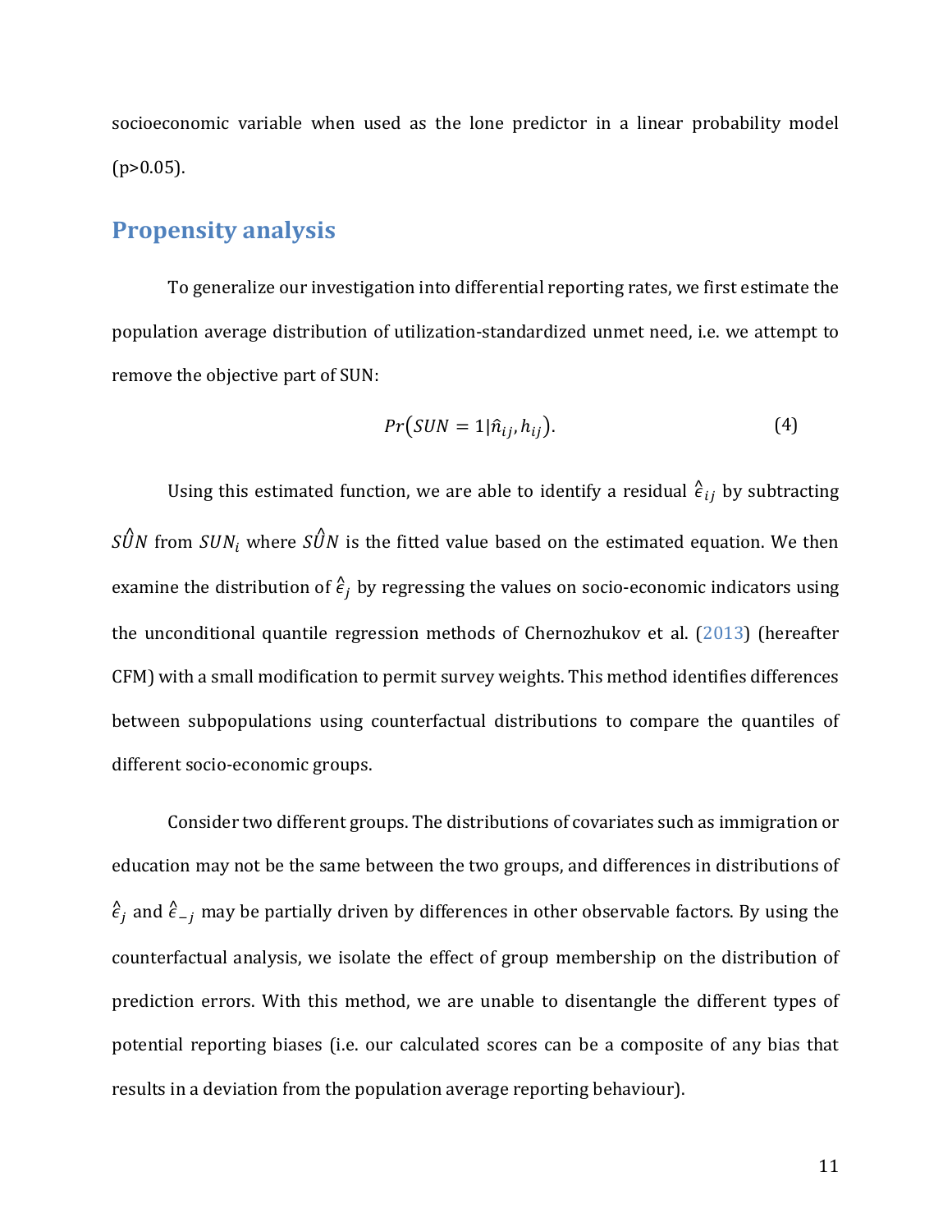socioeconomic variable when used as the lone predictor in a linear probability model ($p>0.05$).

## Propensity analysis

To generalize our investigation into differential reporting rates, we first estimate the population average distribution of utilization-standardized unmet need, i.e. we attempt to remove the objective part of SUN:

$$Pr\big(SUN = 1 | \hat{n}_{ij}, h_{ij}\big). \tag{4}$$

Using this estimated function, we are able to identify a residual $\hat{\epsilon}_{ij}$ by subtracting $S\hat{U}N$ from $SUN_i$ where $S\hat{U}N$ is the fitted value based on the estimated equation. We then examine the distribution of $\hat{\epsilon}_j$ by regressing the values on socio-economic indicators using the unconditional quantile regression methods of Chernozhukov et al. (2013) (hereafter CFM) with a small modification to permit survey weights. This method identifies differences between subpopulations using counterfactual distributions to compare the quantiles of different socio-economic groups.

Consider two different groups. The distributions of covariates such as immigration or education may not be the same between the two groups, and differences in distributions of $\hat{\epsilon}_j$ and $\hat{\epsilon}_{-j}$ may be partially driven by differences in other observable factors. By using the counterfactual analysis, we isolate the effect of group membership on the distribution of prediction errors. With this method, we are unable to disentangle the different types of potential reporting biases (i.e. our calculated scores can be a composite of any bias that results in a deviation from the population average reporting behaviour).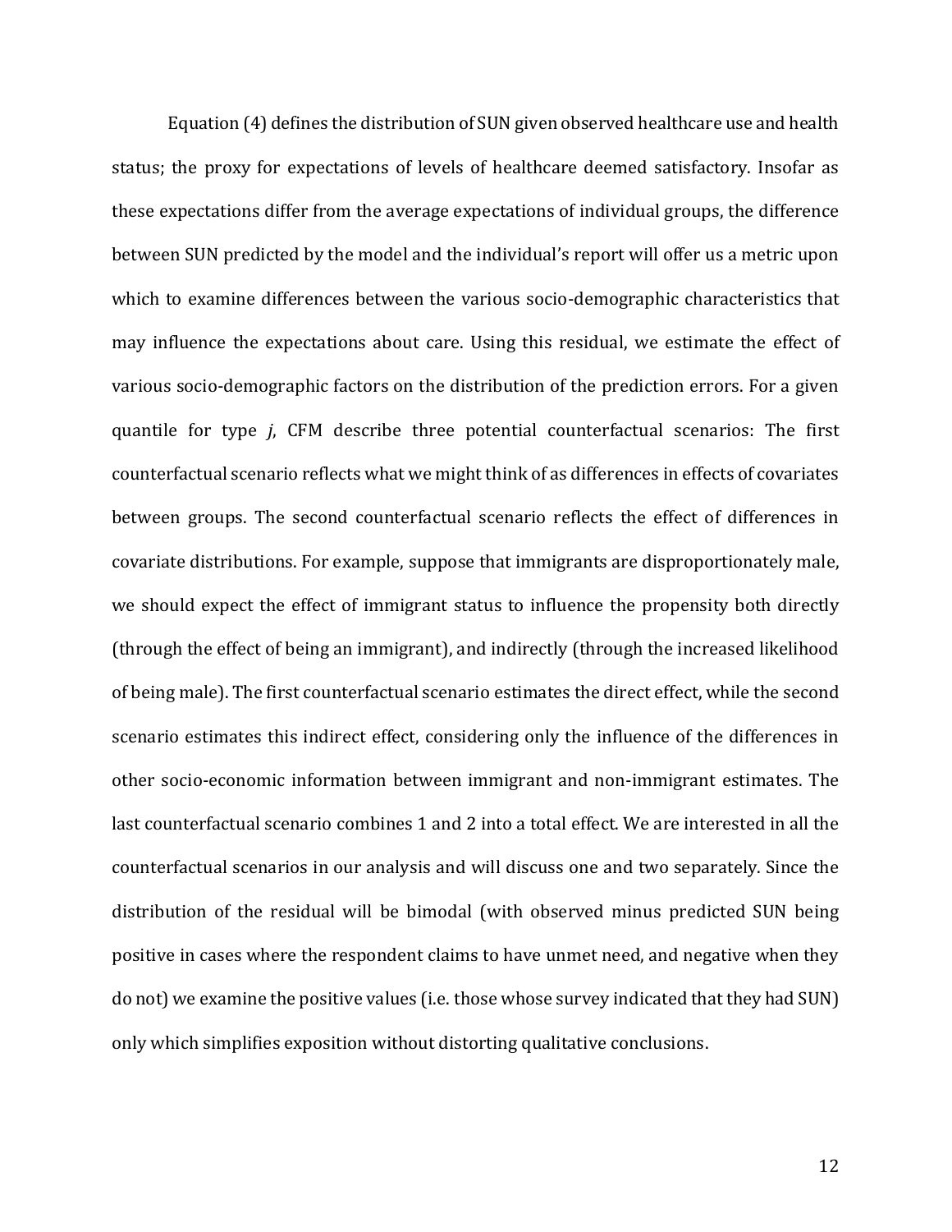Equation (4) defines the distribution of SUN given observed healthcare use and health status; the proxy for expectations of levels of healthcare deemed satisfactory. Insofar as these expectations differ from the average expectations of individual groups, the difference between SUN predicted by the model and the individual's report will offer us a metric upon which to examine differences between the various socio-demographic characteristics that may influence the expectations about care. Using this residual, we estimate the effect of various socio-demographic factors on the distribution of the prediction errors. For a given quantile for type *j*, CFM describe three potential counterfactual scenarios: The first counterfactual scenario reflects what we might think of as differences in effects of covariates between groups. The second counterfactual scenario reflects the effect of differences in covariate distributions. For example, suppose that immigrants are disproportionately male, we should expect the effect of immigrant status to influence the propensity both directly (through the effect of being an immigrant), and indirectly (through the increased likelihood of being male). The first counterfactual scenario estimates the direct effect, while the second scenario estimates this indirect effect, considering only the influence of the differences in other socio-economic information between immigrant and non-immigrant estimates. The last counterfactual scenario combines 1 and 2 into a total effect. We are interested in all the counterfactual scenarios in our analysis and will discuss one and two separately. Since the distribution of the residual will be bimodal (with observed minus predicted SUN being positive in cases where the respondent claims to have unmet need, and negative when they do not) we examine the positive values (i.e. those whose survey indicated that they had SUN) only which simplifies exposition without distorting qualitative conclusions.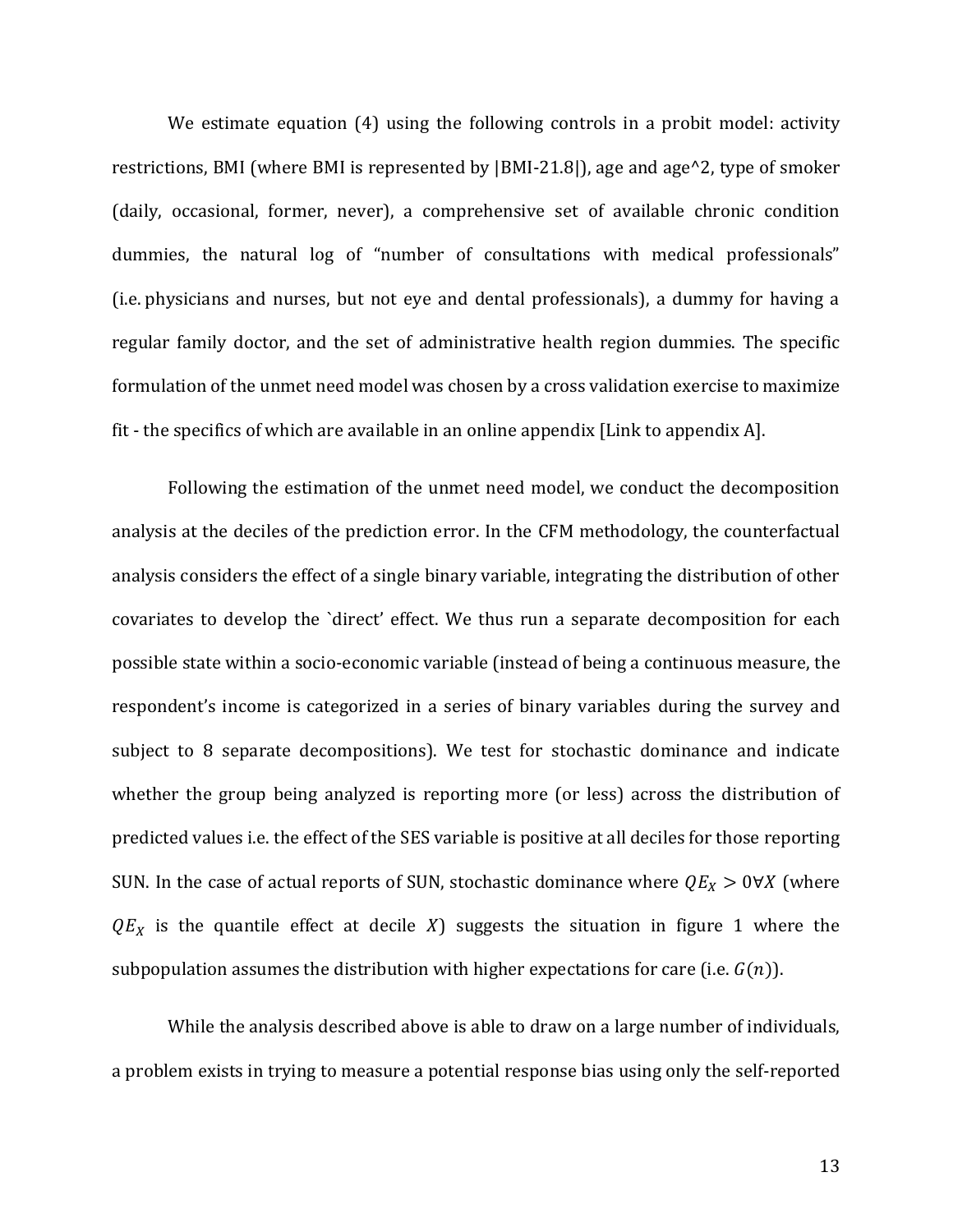We estimate equation (4) using the following controls in a probit model: activity restrictions, BMI (where BMI is represented by |BMI-21.8|), age and age^2, type of smoker (daily, occasional, former, never), a comprehensive set of available chronic condition dummies, the natural log of "number of consultations with medical professionals" (i.e. physicians and nurses, but not eye and dental professionals), a dummy for having a regular family doctor, and the set of administrative health region dummies. The specific formulation of the unmet need model was chosen by a cross validation exercise to maximize fit - the specifics of which are available in an online appendix [Link to appendix A].

Following the estimation of the unmet need model, we conduct the decomposition analysis at the deciles of the prediction error. In the CFM methodology, the counterfactual analysis considers the effect of a single binary variable, integrating the distribution of other covariates to develop the `direct' effect. We thus run a separate decomposition for each possible state within a socio-economic variable (instead of being a continuous measure, the respondent's income is categorized in a series of binary variables during the survey and subject to 8 separate decompositions). We test for stochastic dominance and indicate whether the group being analyzed is reporting more (or less) across the distribution of predicted values i.e. the effect of the SES variable is positive at all deciles for those reporting SUN. In the case of actual reports of SUN, stochastic dominance where $QE_X > 0 \forall X$ (where $QE_X$ is the quantile effect at decile $X$) suggests the situation in figure 1 where the subpopulation assumes the distribution with higher expectations for care (i.e. $G(n)$).

While the analysis described above is able to draw on a large number of individuals, a problem exists in trying to measure a potential response bias using only the self-reported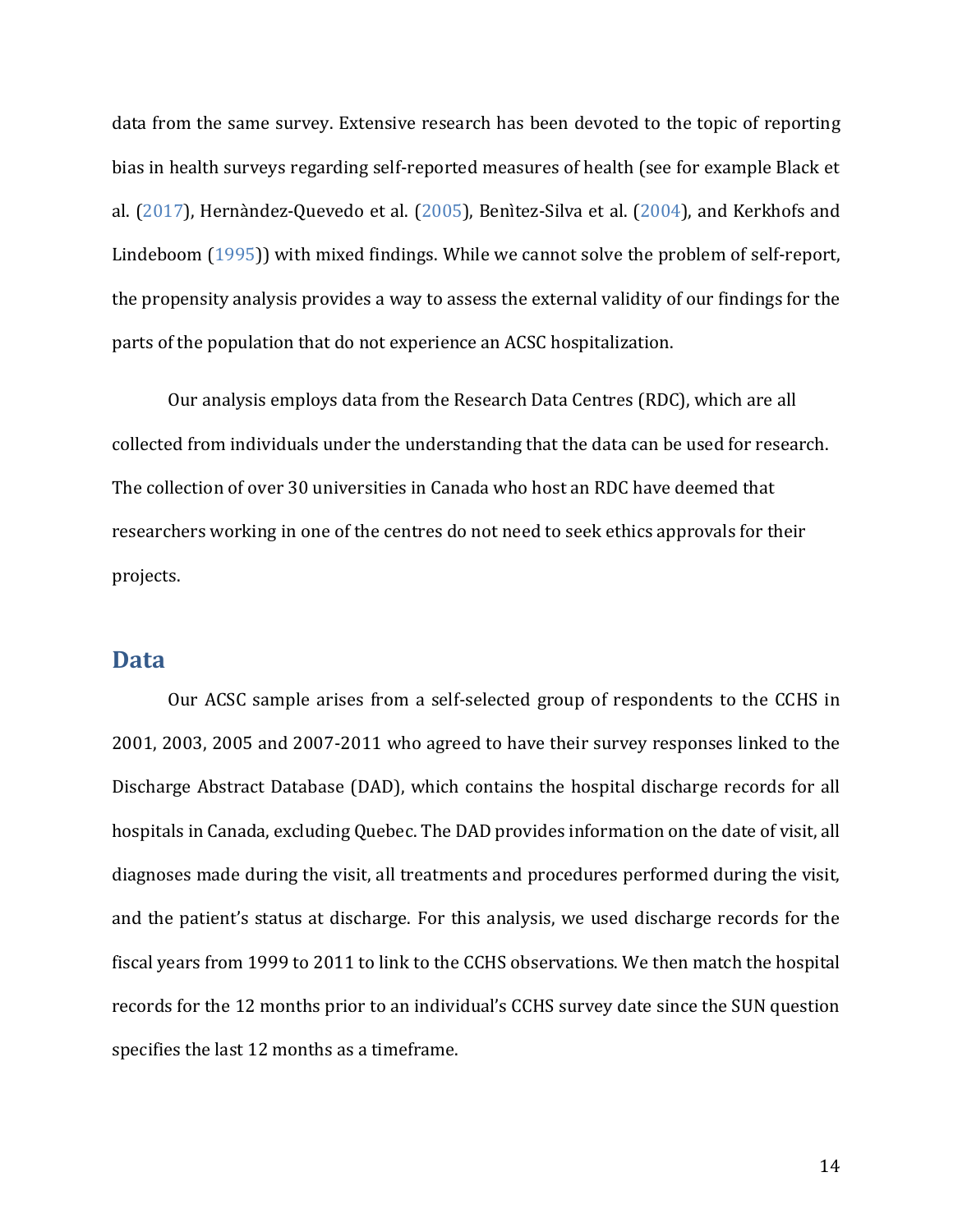data from the same survey. Extensive research has been devoted to the topic of reporting bias in health surveys regarding self-reported measures of health (see for example Black et al. (2017), Hernàndez-Quevedo et al. (2005), Benìtez-Silva et al. (2004), and Kerkhofs and Lindeboom (1995)) with mixed findings. While we cannot solve the problem of self-report, the propensity analysis provides a way to assess the external validity of our findings for the parts of the population that do not experience an ACSC hospitalization.

Our analysis employs data from the Research Data Centres (RDC), which are all collected from individuals under the understanding that the data can be used for research. The collection of over 30 universities in Canada who host an RDC have deemed that researchers working in one of the centres do not need to seek ethics approvals for their projects.

## Data

Our ACSC sample arises from a self-selected group of respondents to the CCHS in 2001, 2003, 2005 and 2007-2011 who agreed to have their survey responses linked to the Discharge Abstract Database (DAD), which contains the hospital discharge records for all hospitals in Canada, excluding Quebec. The DAD provides information on the date of visit, all diagnoses made during the visit, all treatments and procedures performed during the visit, and the patient's status at discharge. For this analysis, we used discharge records for the fiscal years from 1999 to 2011 to link to the CCHS observations. We then match the hospital records for the 12 months prior to an individual's CCHS survey date since the SUN question specifies the last 12 months as a timeframe.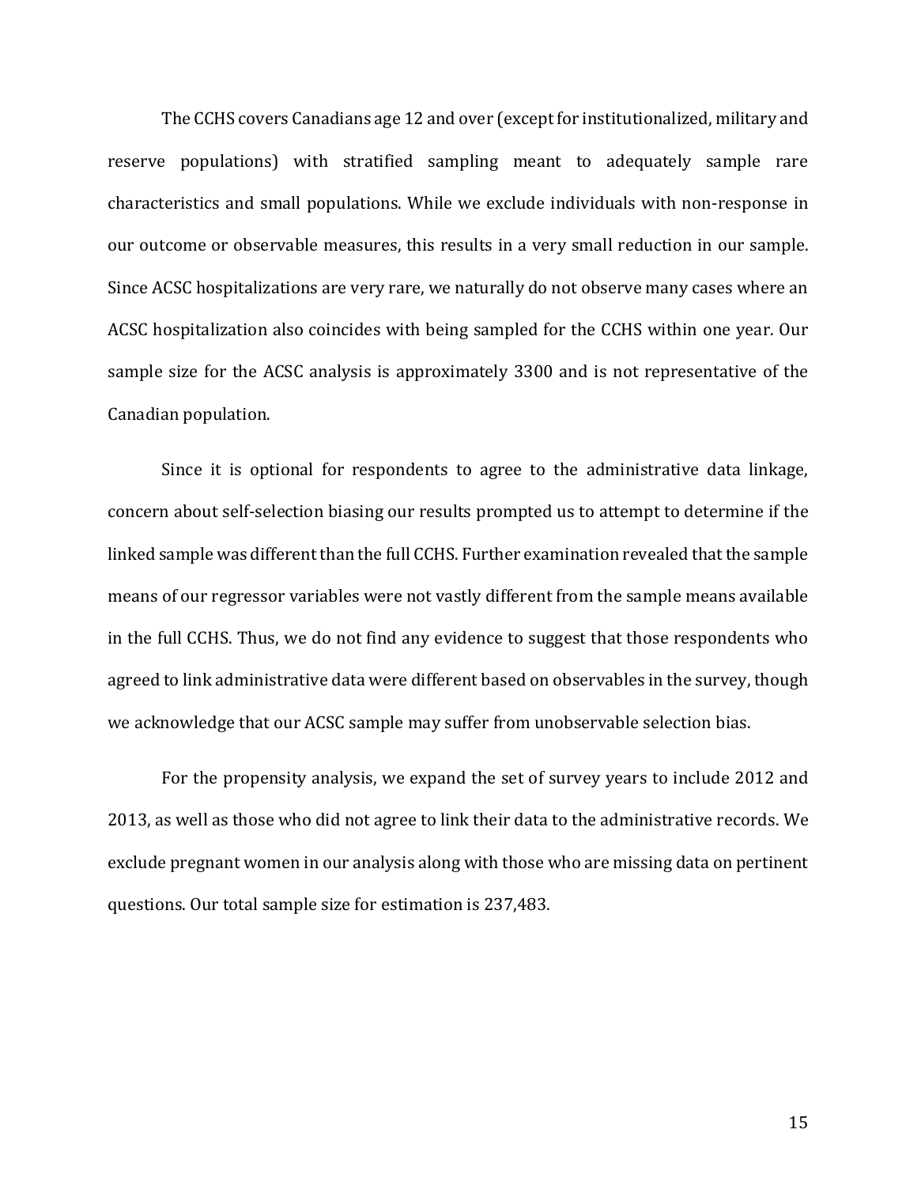The CCHS covers Canadians age 12 and over (except for institutionalized, military and reserve populations) with stratified sampling meant to adequately sample rare characteristics and small populations. While we exclude individuals with non-response in our outcome or observable measures, this results in a very small reduction in our sample. Since ACSC hospitalizations are very rare, we naturally do not observe many cases where an ACSC hospitalization also coincides with being sampled for the CCHS within one year. Our sample size for the ACSC analysis is approximately 3300 and is not representative of the Canadian population.

Since it is optional for respondents to agree to the administrative data linkage, concern about self-selection biasing our results prompted us to attempt to determine if the linked sample was different than the full CCHS. Further examination revealed that the sample means of our regressor variables were not vastly different from the sample means available in the full CCHS. Thus, we do not find any evidence to suggest that those respondents who agreed to link administrative data were different based on observables in the survey, though we acknowledge that our ACSC sample may suffer from unobservable selection bias.

For the propensity analysis, we expand the set of survey years to include 2012 and 2013, as well as those who did not agree to link their data to the administrative records. We exclude pregnant women in our analysis along with those who are missing data on pertinent questions. Our total sample size for estimation is 237,483.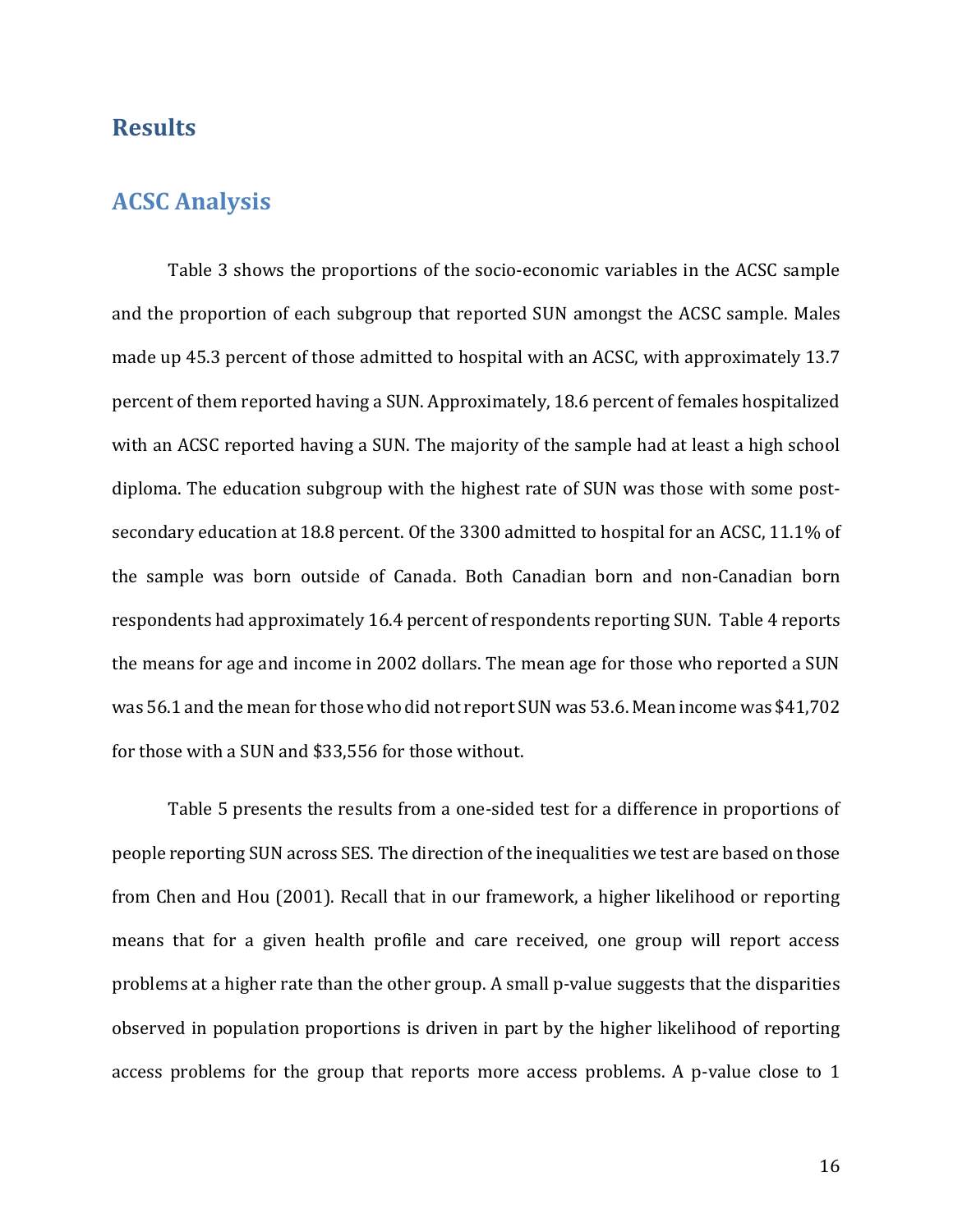# Results

## ACSC Analysis

Table 3 shows the proportions of the socio-economic variables in the ACSC sample and the proportion of each subgroup that reported SUN amongst the ACSC sample. Males made up 45.3 percent of those admitted to hospital with an ACSC, with approximately 13.7 percent of them reported having a SUN. Approximately, 18.6 percent of females hospitalized with an ACSC reported having a SUN. The majority of the sample had at least a high school diploma. The education subgroup with the highest rate of SUN was those with some post-secondary education at 18.8 percent. Of the 3300 admitted to hospital for an ACSC, 11.1% of the sample was born outside of Canada. Both Canadian born and non-Canadian born respondents had approximately 16.4 percent of respondents reporting SUN. Table 4 reports the means for age and income in 2002 dollars. The mean age for those who reported a SUN was 56.1 and the mean for those who did not report SUN was 53.6. Mean income was $41,702 for those with a SUN and $33,556 for those without.

Table 5 presents the results from a one-sided test for a difference in proportions of people reporting SUN across SES. The direction of the inequalities we test are based on those from Chen and Hou (2001). Recall that in our framework, a higher likelihood or reporting means that for a given health profile and care received, one group will report access problems at a higher rate than the other group. A small p-value suggests that the disparities observed in population proportions is driven in part by the higher likelihood of reporting access problems for the group that reports more access problems. A p-value close to 1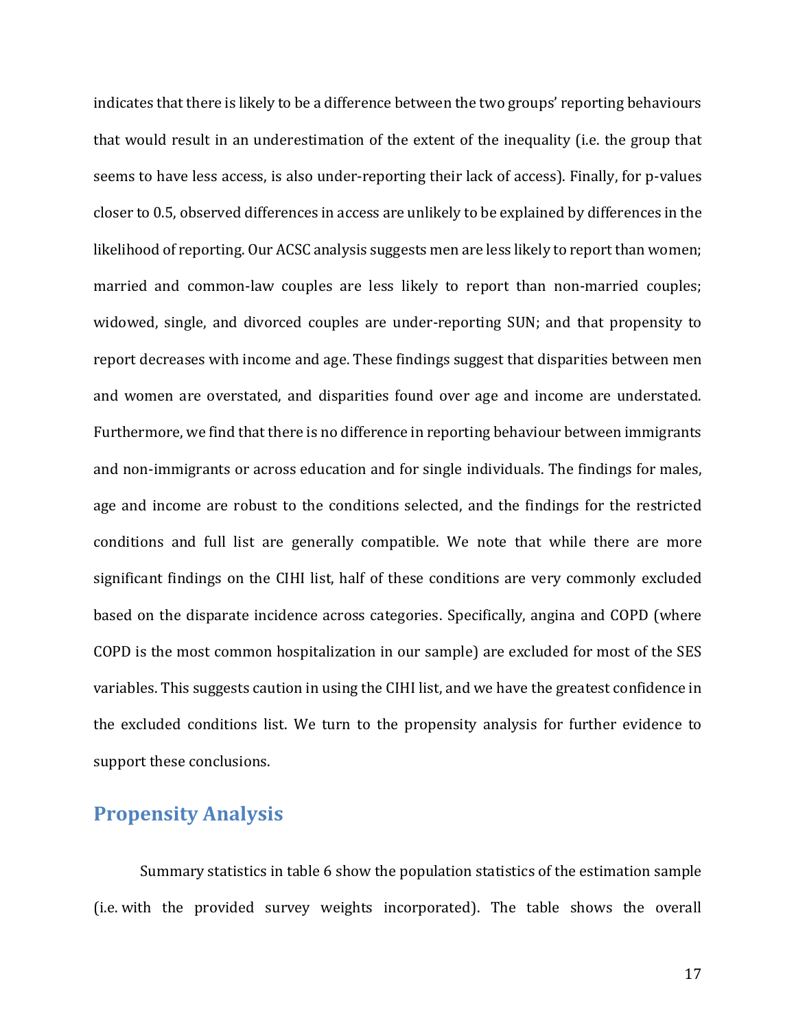indicates that there is likely to be a difference between the two groups' reporting behaviours that would result in an underestimation of the extent of the inequality (i.e. the group that seems to have less access, is also under-reporting their lack of access). Finally, for p-values closer to 0.5, observed differences in access are unlikely to be explained by differences in the likelihood of reporting. Our ACSC analysis suggests men are less likely to report than women; married and common-law couples are less likely to report than non-married couples; widowed, single, and divorced couples are under-reporting SUN; and that propensity to report decreases with income and age. These findings suggest that disparities between men and women are overstated, and disparities found over age and income are understated. Furthermore, we find that there is no difference in reporting behaviour between immigrants and non-immigrants or across education and for single individuals. The findings for males, age and income are robust to the conditions selected, and the findings for the restricted conditions and full list are generally compatible. We note that while there are more significant findings on the CIHI list, half of these conditions are very commonly excluded based on the disparate incidence across categories. Specifically, angina and COPD (where COPD is the most common hospitalization in our sample) are excluded for most of the SES variables. This suggests caution in using the CIHI list, and we have the greatest confidence in the excluded conditions list. We turn to the propensity analysis for further evidence to support these conclusions.

## Propensity Analysis

Summary statistics in table 6 show the population statistics of the estimation sample (i.e. with the provided survey weights incorporated). The table shows the overall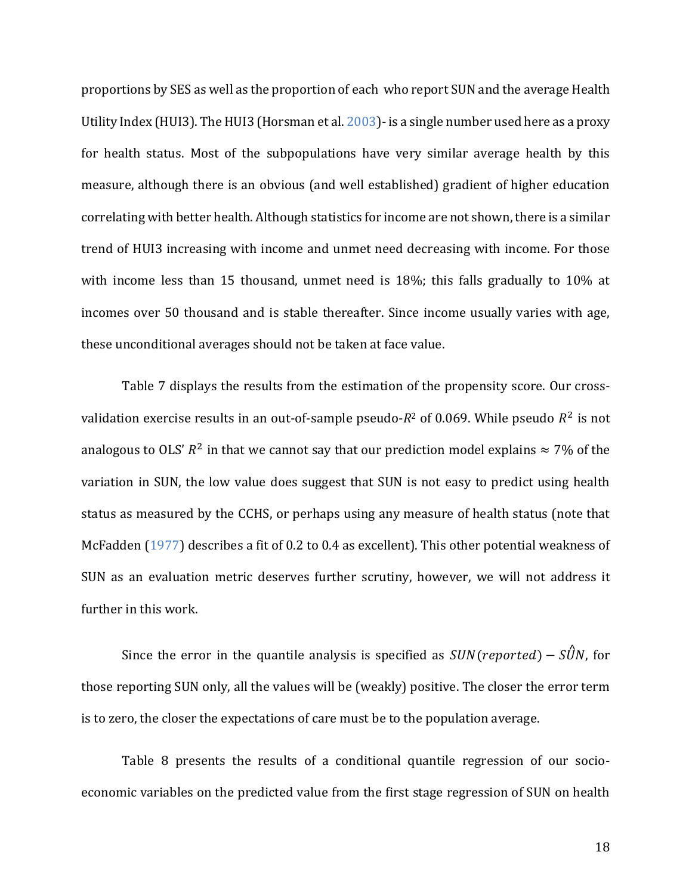proportions by SES as well as the proportion of each who report SUN and the average Health Utility Index (HUI3). The HUI3 (Horsman et al. 2003)- is a single number used here as a proxy for health status. Most of the subpopulations have very similar average health by this measure, although there is an obvious (and well established) gradient of higher education correlating with better health. Although statistics for income are not shown, there is a similar trend of HUI3 increasing with income and unmet need decreasing with income. For those with income less than 15 thousand, unmet need is 18%; this falls gradually to 10% at incomes over 50 thousand and is stable thereafter. Since income usually varies with age, these unconditional averages should not be taken at face value.

Table 7 displays the results from the estimation of the propensity score. Our cross-validation exercise results in an out-of-sample pseudo-$R^2$ of 0.069. While pseudo $R^2$ is not analogous to OLS' $R^2$ in that we cannot say that our prediction model explains ≈ 7% of the variation in SUN, the low value does suggest that SUN is not easy to predict using health status as measured by the CCHS, or perhaps using any measure of health status (note that McFadden (1977) describes a fit of 0.2 to 0.4 as excellent). This other potential weakness of SUN as an evaluation metric deserves further scrutiny, however, we will not address it further in this work.

Since the error in the quantile analysis is specified as $SUN(reported) - \hat{SUN}$, for those reporting SUN only, all the values will be (weakly) positive. The closer the error term is to zero, the closer the expectations of care must be to the population average.

Table 8 presents the results of a conditional quantile regression of our socio-economic variables on the predicted value from the first stage regression of SUN on health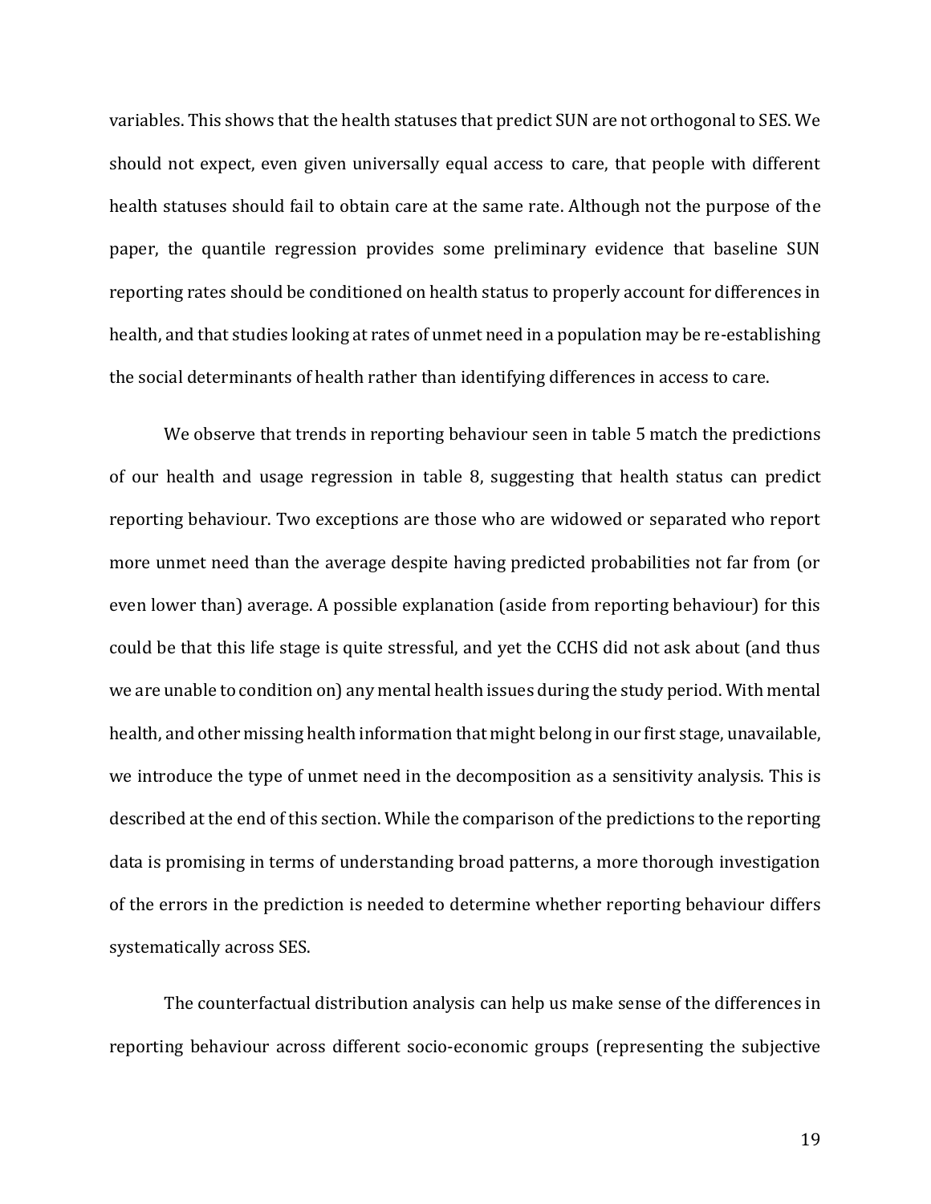variables. This shows that the health statuses that predict SUN are not orthogonal to SES. We should not expect, even given universally equal access to care, that people with different health statuses should fail to obtain care at the same rate. Although not the purpose of the paper, the quantile regression provides some preliminary evidence that baseline SUN reporting rates should be conditioned on health status to properly account for differences in health, and that studies looking at rates of unmet need in a population may be re-establishing the social determinants of health rather than identifying differences in access to care.

We observe that trends in reporting behaviour seen in table 5 match the predictions of our health and usage regression in table 8, suggesting that health status can predict reporting behaviour. Two exceptions are those who are widowed or separated who report more unmet need than the average despite having predicted probabilities not far from (or even lower than) average. A possible explanation (aside from reporting behaviour) for this could be that this life stage is quite stressful, and yet the CCHS did not ask about (and thus we are unable to condition on) any mental health issues during the study period. With mental health, and other missing health information that might belong in our first stage, unavailable, we introduce the type of unmet need in the decomposition as a sensitivity analysis. This is described at the end of this section. While the comparison of the predictions to the reporting data is promising in terms of understanding broad patterns, a more thorough investigation of the errors in the prediction is needed to determine whether reporting behaviour differs systematically across SES.

The counterfactual distribution analysis can help us make sense of the differences in reporting behaviour across different socio-economic groups (representing the subjective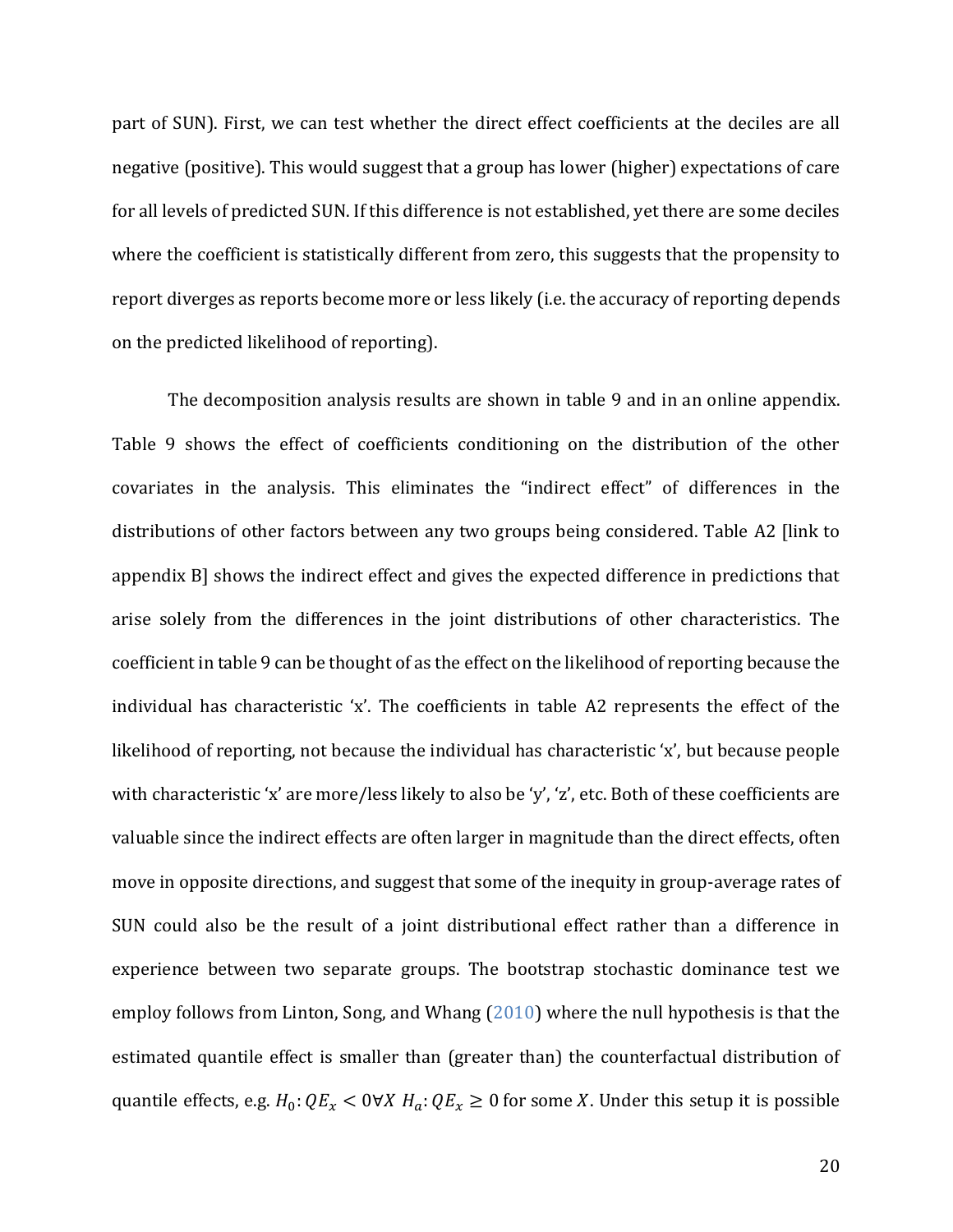part of SUN). First, we can test whether the direct effect coefficients at the deciles are all negative (positive). This would suggest that a group has lower (higher) expectations of care for all levels of predicted SUN. If this difference is not established, yet there are some deciles where the coefficient is statistically different from zero, this suggests that the propensity to report diverges as reports become more or less likely (i.e. the accuracy of reporting depends on the predicted likelihood of reporting).

The decomposition analysis results are shown in table 9 and in an online appendix. Table 9 shows the effect of coefficients conditioning on the distribution of the other covariates in the analysis. This eliminates the "indirect effect" of differences in the distributions of other factors between any two groups being considered. Table A2 [link to appendix B] shows the indirect effect and gives the expected difference in predictions that arise solely from the differences in the joint distributions of other characteristics. The coefficient in table 9 can be thought of as the effect on the likelihood of reporting because the individual has characteristic 'x'. The coefficients in table A2 represents the effect of the likelihood of reporting, not because the individual has characteristic 'x', but because people with characteristic 'x' are more/less likely to also be 'y', 'z', etc. Both of these coefficients are valuable since the indirect effects are often larger in magnitude than the direct effects, often move in opposite directions, and suggest that some of the inequity in group-average rates of SUN could also be the result of a joint distributional effect rather than a difference in experience between two separate groups. The bootstrap stochastic dominance test we employ follows from Linton, Song, and Whang (2010) where the null hypothesis is that the estimated quantile effect is smaller than (greater than) the counterfactual distribution of quantile effects, e.g. $H_0: QE_x < 0 \forall X$ $H_a: QE_x \geq 0$ for some $X$. Under this setup it is possible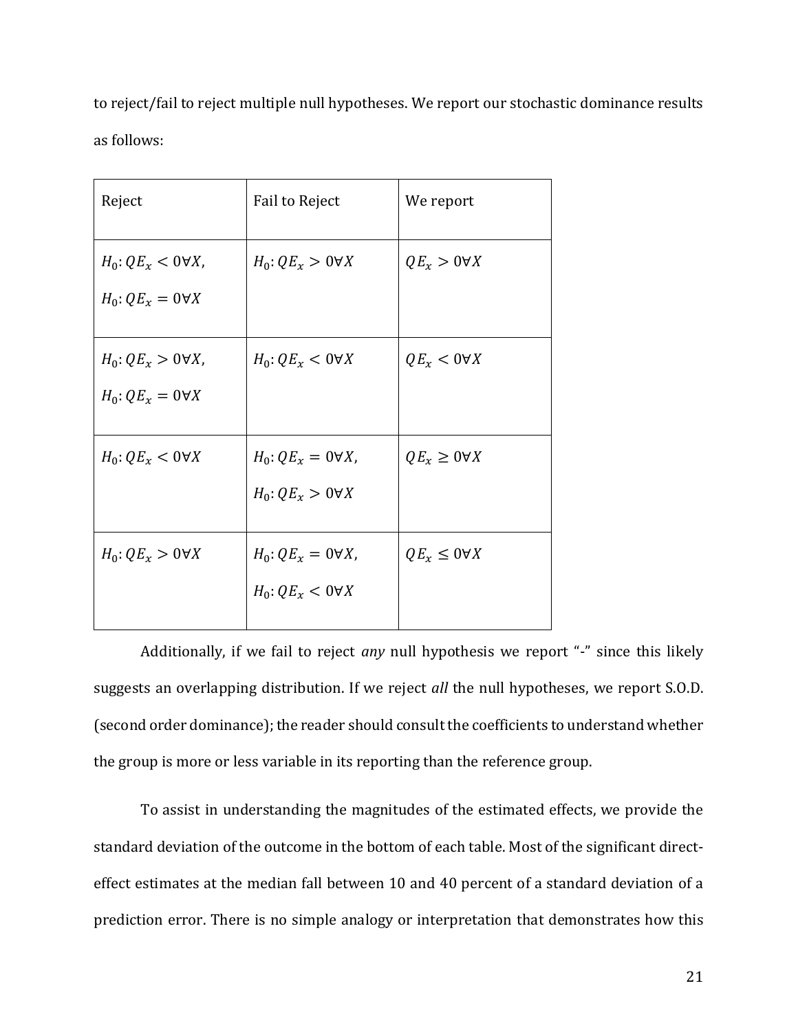to reject/fail to reject multiple null hypotheses. We report our stochastic dominance results as follows:

| Reject | Fail to Reject | We report |
|---|---|---|
| $H_0$: $QE_x < 0 \forall X$, $H_0$: $QE_x = 0 \forall X$ | $H_0$: $QE_x > 0 \forall X$ | $QE_x > 0 \forall X$ |
| $H_0$: $QE_x > 0 \forall X$, $H_0$: $QE_x = 0 \forall X$ | $H_0$: $QE_x < 0 \forall X$ | $QE_x < 0 \forall X$ |
| $H_0$: $QE_x < 0 \forall X$ | $H_0$: $QE_x = 0 \forall X$, $H_0$: $QE_x > 0 \forall X$ | $QE_x \geq 0 \forall X$ |
| $H_0$: $QE_x > 0 \forall X$ | $H_0$: $QE_x = 0 \forall X$, $H_0$: $QE_x < 0 \forall X$ | $QE_x \leq 0 \forall X$ |

Additionally, if we fail to reject *any* null hypothesis we report "-" since this likely suggests an overlapping distribution. If we reject *all* the null hypotheses, we report S.O.D. (second order dominance); the reader should consult the coefficients to understand whether the group is more or less variable in its reporting than the reference group.

To assist in understanding the magnitudes of the estimated effects, we provide the standard deviation of the outcome in the bottom of each table. Most of the significant direct-effect estimates at the median fall between 10 and 40 percent of a standard deviation of a prediction error. There is no simple analogy or interpretation that demonstrates how this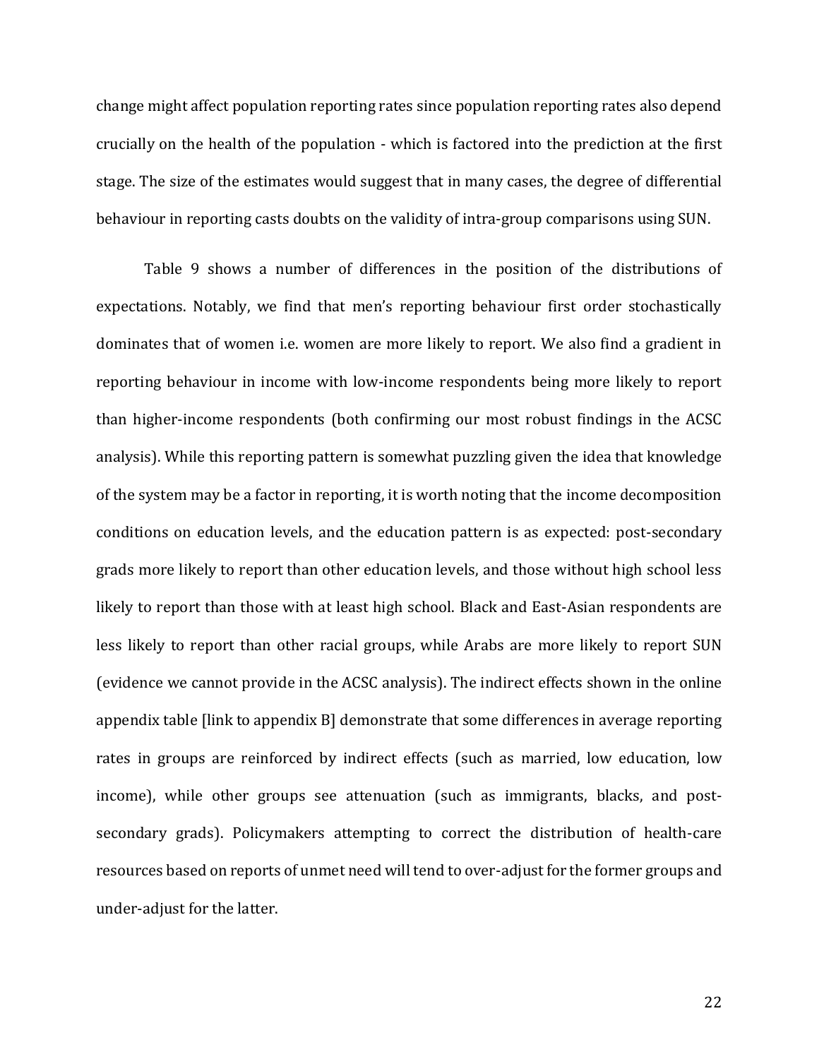change might affect population reporting rates since population reporting rates also depend crucially on the health of the population - which is factored into the prediction at the first stage. The size of the estimates would suggest that in many cases, the degree of differential behaviour in reporting casts doubts on the validity of intra-group comparisons using SUN.

Table 9 shows a number of differences in the position of the distributions of expectations. Notably, we find that men's reporting behaviour first order stochastically dominates that of women i.e. women are more likely to report. We also find a gradient in reporting behaviour in income with low-income respondents being more likely to report than higher-income respondents (both confirming our most robust findings in the ACSC analysis). While this reporting pattern is somewhat puzzling given the idea that knowledge of the system may be a factor in reporting, it is worth noting that the income decomposition conditions on education levels, and the education pattern is as expected: post-secondary grads more likely to report than other education levels, and those without high school less likely to report than those with at least high school. Black and East-Asian respondents are less likely to report than other racial groups, while Arabs are more likely to report SUN (evidence we cannot provide in the ACSC analysis). The indirect effects shown in the online appendix table [link to appendix B] demonstrate that some differences in average reporting rates in groups are reinforced by indirect effects (such as married, low education, low income), while other groups see attenuation (such as immigrants, blacks, and post-secondary grads). Policymakers attempting to correct the distribution of health-care resources based on reports of unmet need will tend to over-adjust for the former groups and under-adjust for the latter.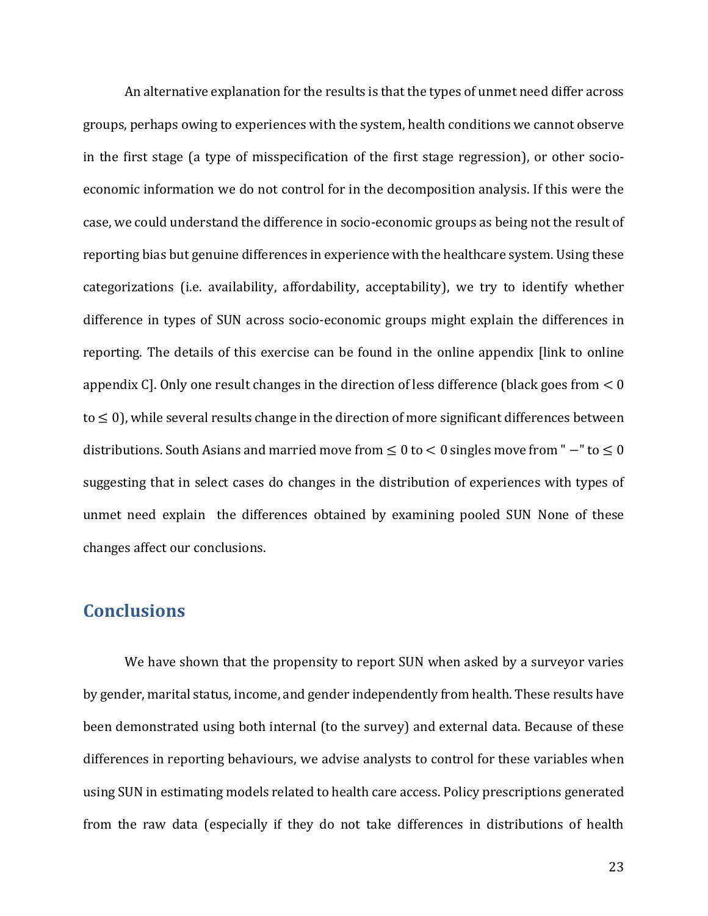An alternative explanation for the results is that the types of unmet need differ across groups, perhaps owing to experiences with the system, health conditions we cannot observe in the first stage (a type of misspecification of the first stage regression), or other socio-economic information we do not control for in the decomposition analysis. If this were the case, we could understand the difference in socio-economic groups as being not the result of reporting bias but genuine differences in experience with the healthcare system. Using these categorizations (i.e. availability, affordability, acceptability), we try to identify whether difference in types of SUN across socio-economic groups might explain the differences in reporting. The details of this exercise can be found in the online appendix [link to online appendix C]. Only one result changes in the direction of less difference (black goes from $< 0$ to $\leq 0$), while several results change in the direction of more significant differences between distributions. South Asians and married move from $\leq 0$ to $< 0$ singles move from "$-$" to $\leq 0$ suggesting that in select cases do changes in the distribution of experiences with types of unmet need explain the differences obtained by examining pooled SUN None of these changes affect our conclusions.

## Conclusions

We have shown that the propensity to report SUN when asked by a surveyor varies by gender, marital status, income, and gender independently from health. These results have been demonstrated using both internal (to the survey) and external data. Because of these differences in reporting behaviours, we advise analysts to control for these variables when using SUN in estimating models related to health care access. Policy prescriptions generated from the raw data (especially if they do not take differences in distributions of health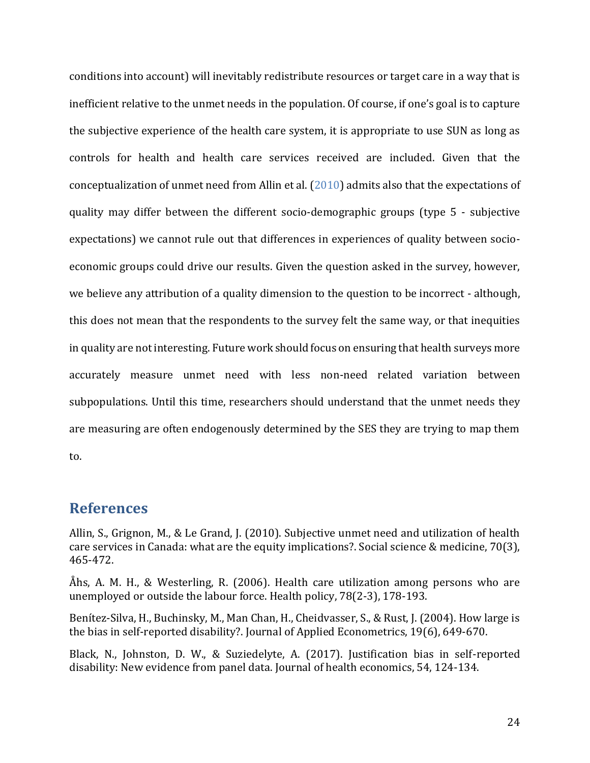conditions into account) will inevitably redistribute resources or target care in a way that is inefficient relative to the unmet needs in the population. Of course, if one's goal is to capture the subjective experience of the health care system, it is appropriate to use SUN as long as controls for health and health care services received are included. Given that the conceptualization of unmet need from Allin et al. (2010) admits also that the expectations of quality may differ between the different socio-demographic groups (type 5 - subjective expectations) we cannot rule out that differences in experiences of quality between socio-economic groups could drive our results. Given the question asked in the survey, however, we believe any attribution of a quality dimension to the question to be incorrect - although, this does not mean that the respondents to the survey felt the same way, or that inequities in quality are not interesting. Future work should focus on ensuring that health surveys more accurately measure unmet need with less non-need related variation between subpopulations. Until this time, researchers should understand that the unmet needs they are measuring are often endogenously determined by the SES they are trying to map them to.

## References

Allin, S., Grignon, M., & Le Grand, J. (2010). Subjective unmet need and utilization of health care services in Canada: what are the equity implications?. Social science & medicine, 70(3), 465-472.

Åhs, A. M. H., & Westerling, R. (2006). Health care utilization among persons who are unemployed or outside the labour force. Health policy, 78(2-3), 178-193.

Benítez-Silva, H., Buchinsky, M., Man Chan, H., Cheidvasser, S., & Rust, J. (2004). How large is the bias in self-reported disability?. Journal of Applied Econometrics, 19(6), 649-670.

Black, N., Johnston, D. W., & Suziedelyte, A. (2017). Justification bias in self-reported disability: New evidence from panel data. Journal of health economics, 54, 124-134.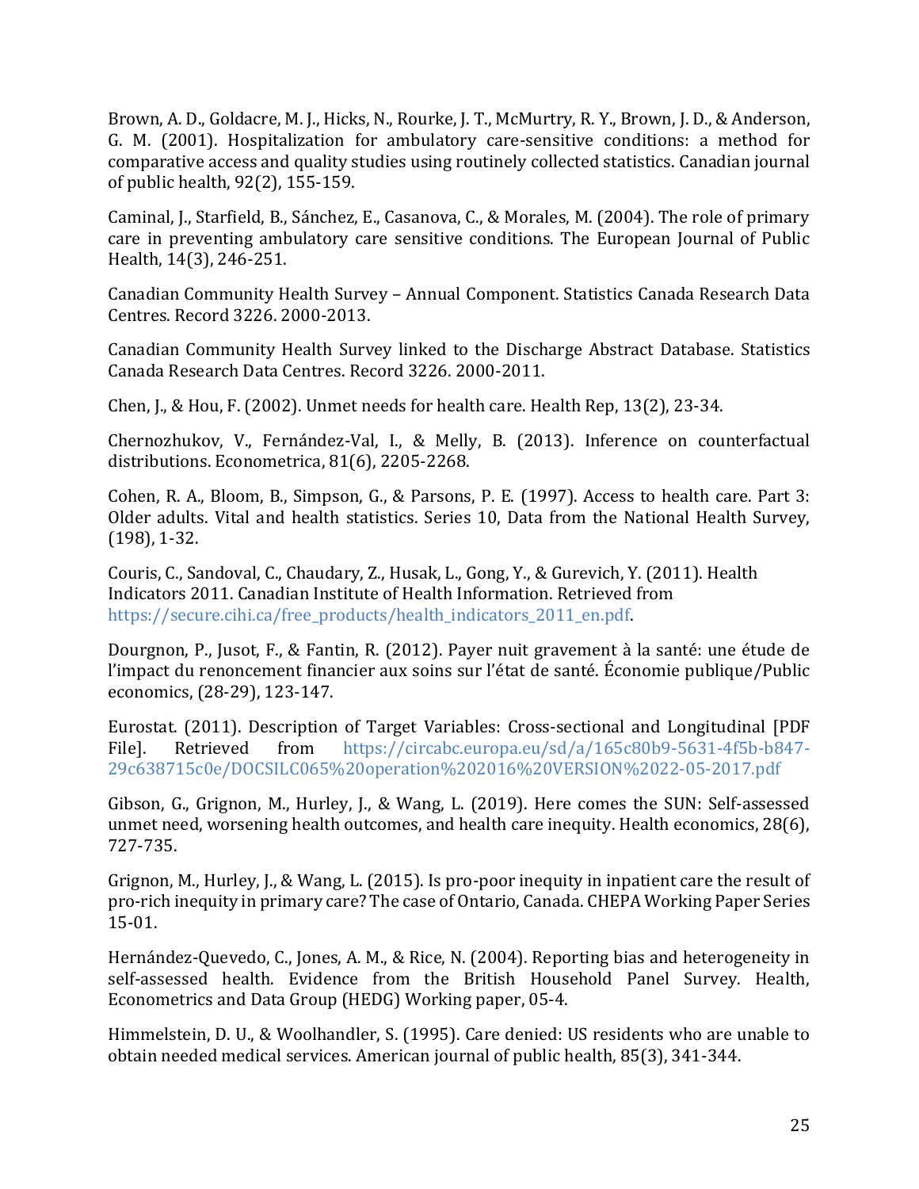Brown, A. D., Goldacre, M. J., Hicks, N., Rourke, J. T., McMurtry, R. Y., Brown, J. D., & Anderson, G. M. (2001). Hospitalization for ambulatory care-sensitive conditions: a method for comparative access and quality studies using routinely collected statistics. Canadian journal of public health, 92(2), 155-159.

Caminal, J., Starfield, B., Sánchez, E., Casanova, C., & Morales, M. (2004). The role of primary care in preventing ambulatory care sensitive conditions. The European Journal of Public Health, 14(3), 246-251.

Canadian Community Health Survey – Annual Component. Statistics Canada Research Data Centres. Record 3226. 2000-2013.

Canadian Community Health Survey linked to the Discharge Abstract Database. Statistics Canada Research Data Centres. Record 3226. 2000-2011.

Chen, J., & Hou, F. (2002). Unmet needs for health care. Health Rep, 13(2), 23-34.

Chernozhukov, V., Fernández-Val, I., & Melly, B. (2013). Inference on counterfactual distributions. Econometrica, 81(6), 2205-2268.

Cohen, R. A., Bloom, B., Simpson, G., & Parsons, P. E. (1997). Access to health care. Part 3: Older adults. Vital and health statistics. Series 10, Data from the National Health Survey, (198), 1-32.

Couris, C., Sandoval, C., Chaudary, Z., Husak, L., Gong, Y., & Gurevich, Y. (2011). Health Indicators 2011. Canadian Institute of Health Information. Retrieved from https://secure.cihi.ca/free_products/health_indicators_2011_en.pdf.

Dourgnon, P., Jusot, F., & Fantin, R. (2012). Payer nuit gravement à la santé: une étude de l'impact du renoncement financier aux soins sur l'état de santé. Économie publique/Public economics, (28-29), 123-147.

Eurostat. (2011). Description of Target Variables: Cross-sectional and Longitudinal [PDF File]. Retrieved from https://circabc.europa.eu/sd/a/165c80b9-5631-4f5b-b847-29c638715c0e/DOCSILC065%20operation%202016%20VERSION%2022-05-2017.pdf

Gibson, G., Grignon, M., Hurley, J., & Wang, L. (2019). Here comes the SUN: Self-assessed unmet need, worsening health outcomes, and health care inequity. Health economics, 28(6), 727-735.

Grignon, M., Hurley, J., & Wang, L. (2015). Is pro-poor inequity in inpatient care the result of pro-rich inequity in primary care? The case of Ontario, Canada. CHEPA Working Paper Series 15-01.

Hernández-Quevedo, C., Jones, A. M., & Rice, N. (2004). Reporting bias and heterogeneity in self-assessed health. Evidence from the British Household Panel Survey. Health, Econometrics and Data Group (HEDG) Working paper, 05-4.

Himmelstein, D. U., & Woolhandler, S. (1995). Care denied: US residents who are unable to obtain needed medical services. American journal of public health, 85(3), 341-344.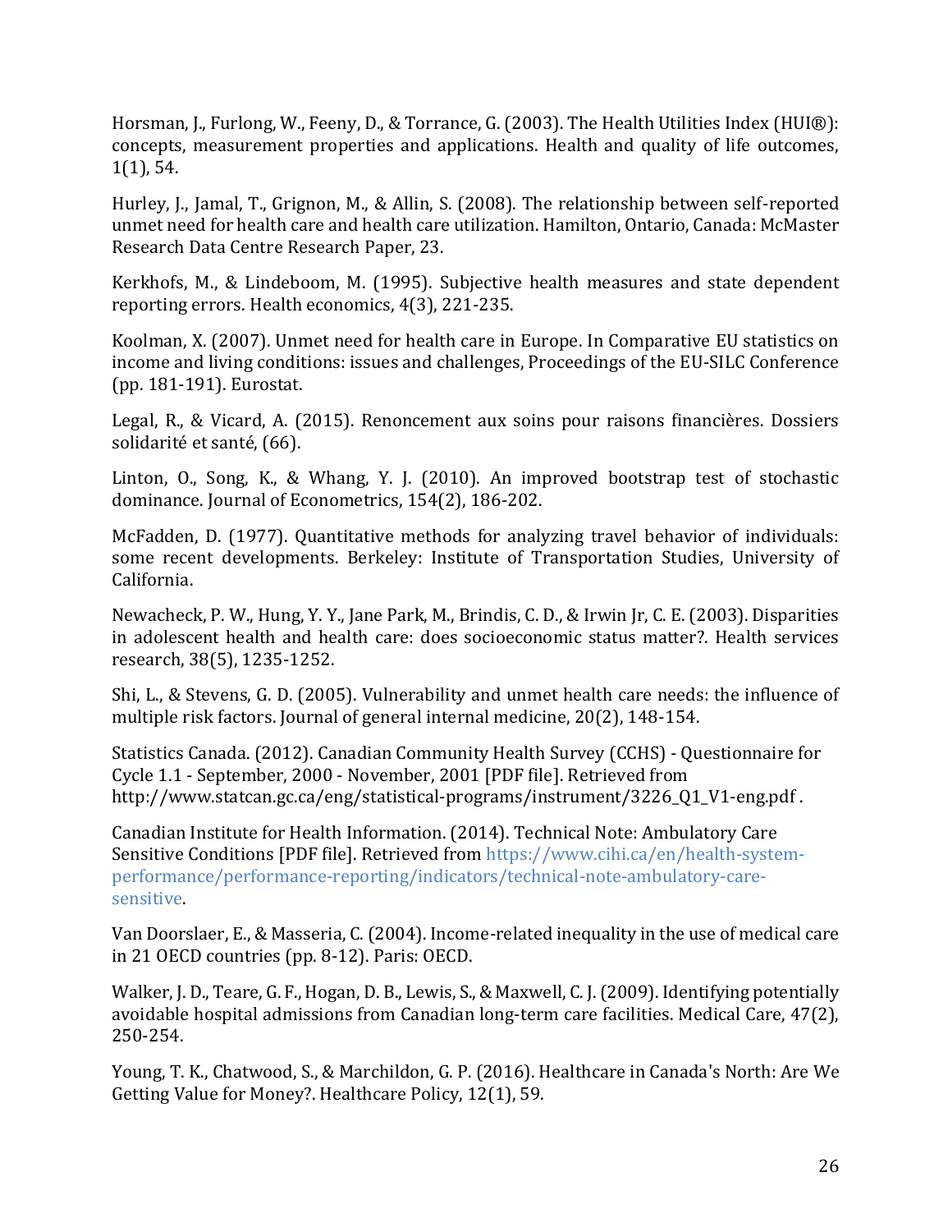Horsman, J., Furlong, W., Feeny, D., & Torrance, G. (2003). The Health Utilities Index (HUI®): concepts, measurement properties and applications. Health and quality of life outcomes, 1(1), 54.

Hurley, J., Jamal, T., Grignon, M., & Allin, S. (2008). The relationship between self-reported unmet need for health care and health care utilization. Hamilton, Ontario, Canada: McMaster Research Data Centre Research Paper, 23.

Kerkhofs, M., & Lindeboom, M. (1995). Subjective health measures and state dependent reporting errors. Health economics, 4(3), 221-235.

Koolman, X. (2007). Unmet need for health care in Europe. In Comparative EU statistics on income and living conditions: issues and challenges, Proceedings of the EU-SILC Conference (pp. 181-191). Eurostat.

Legal, R., & Vicard, A. (2015). Renoncement aux soins pour raisons financières. Dossiers solidarité et santé, (66).

Linton, O., Song, K., & Whang, Y. J. (2010). An improved bootstrap test of stochastic dominance. Journal of Econometrics, 154(2), 186-202.

McFadden, D. (1977). Quantitative methods for analyzing travel behavior of individuals: some recent developments. Berkeley: Institute of Transportation Studies, University of California.

Newacheck, P. W., Hung, Y. Y., Jane Park, M., Brindis, C. D., & Irwin Jr, C. E. (2003). Disparities in adolescent health and health care: does socioeconomic status matter?. Health services research, 38(5), 1235-1252.

Shi, L., & Stevens, G. D. (2005). Vulnerability and unmet health care needs: the influence of multiple risk factors. Journal of general internal medicine, 20(2), 148-154.

Statistics Canada. (2012). Canadian Community Health Survey (CCHS) - Questionnaire for Cycle 1.1 - September, 2000 - November, 2001 [PDF file]. Retrieved from http://www.statcan.gc.ca/eng/statistical-programs/instrument/3226_Q1_V1-eng.pdf .

Canadian Institute for Health Information. (2014). Technical Note: Ambulatory Care Sensitive Conditions [PDF file]. Retrieved from https://www.cihi.ca/en/health-system-performance/performance-reporting/indicators/technical-note-ambulatory-care-sensitive.

Van Doorslaer, E., & Masseria, C. (2004). Income-related inequality in the use of medical care in 21 OECD countries (pp. 8-12). Paris: OECD.

Walker, J. D., Teare, G. F., Hogan, D. B., Lewis, S., & Maxwell, C. J. (2009). Identifying potentially avoidable hospital admissions from Canadian long-term care facilities. Medical Care, 47(2), 250-254.

Young, T. K., Chatwood, S., & Marchildon, G. P. (2016). Healthcare in Canada's North: Are We Getting Value for Money?. Healthcare Policy, 12(1), 59.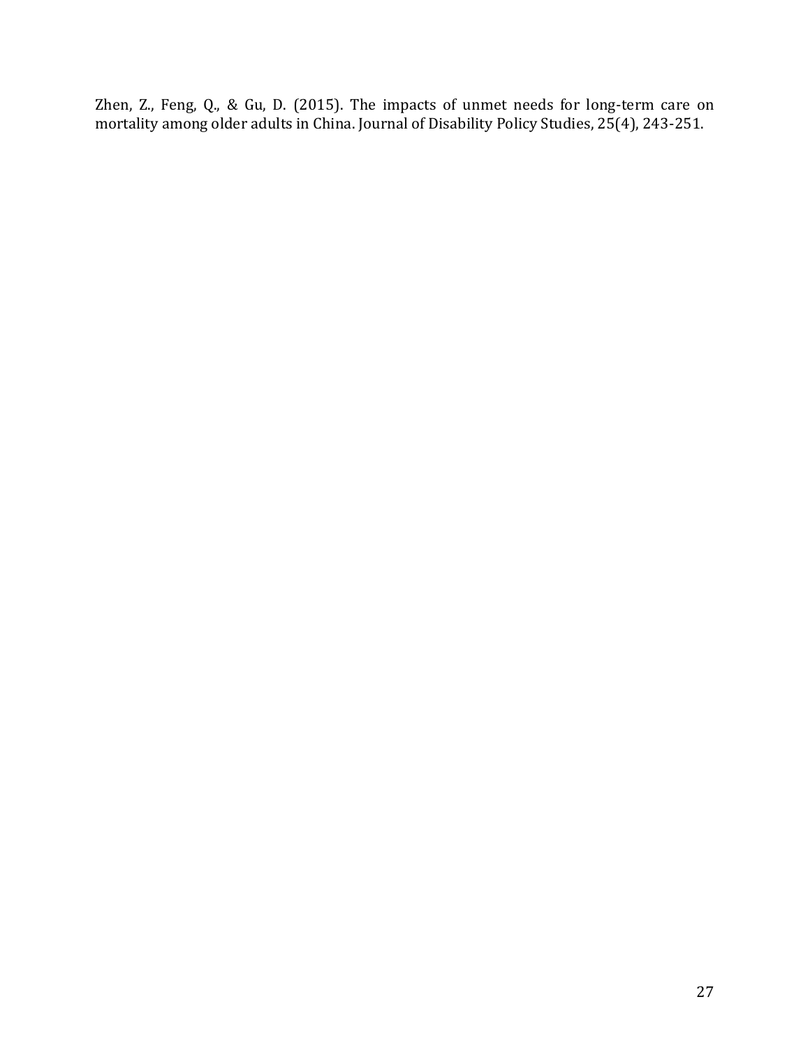Zhen, Z., Feng, Q., & Gu, D. (2015). The impacts of unmet needs for long-term care on mortality among older adults in China. Journal of Disability Policy Studies, 25(4), 243-251.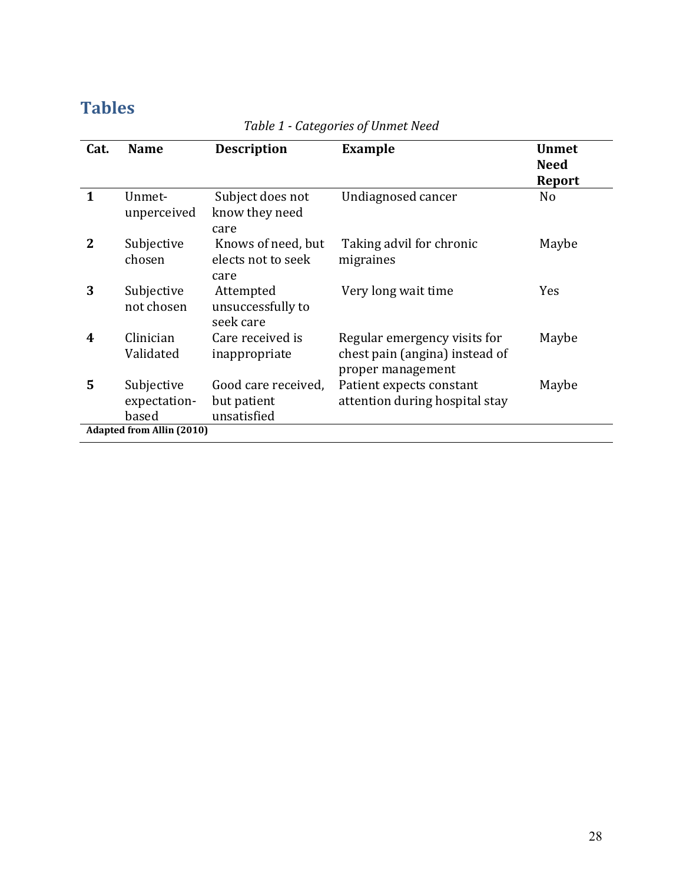# Tables

*Table 1 - Categories of Unmet Need*

| Cat. | Name | Description | Example | Unmet Need Report |
|---|---|---|---|---|
| **1** | Unmet-unperceived | Subject does not know they need care | Undiagnosed cancer | No |
| **2** | Subjective chosen | Knows of need, but elects not to seek care | Taking advil for chronic migraines | Maybe |
| **3** | Subjective not chosen | Attempted unsuccessfully to seek care | Very long wait time | Yes |
| **4** | Clinician Validated | Care received is inappropriate | Regular emergency visits for chest pain (angina) instead of proper management | Maybe |
| **5** | Subjective expectation-based | Good care received, but patient unsatisfied | Patient expects constant attention during hospital stay | Maybe |

**Adapted from Allin (2010)**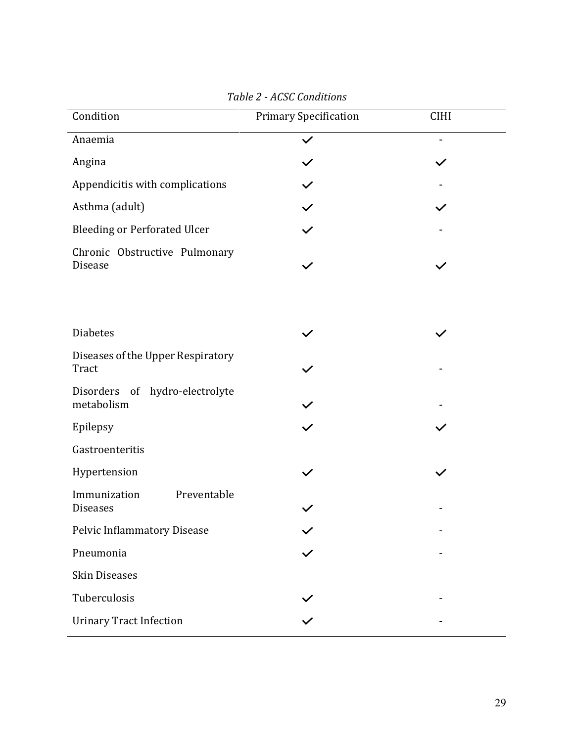*Table 2 - ACSC Conditions*

| Condition | Primary Specification | CIHI |
|---|---|---|
| Anaemia | ✓ | - |
| Angina | ✓ | ✓ |
| Appendicitis with complications | ✓ | - |
| Asthma (adult) | ✓ | ✓ |
| Bleeding or Perforated Ulcer | ✓ | - |
| Chronic Obstructive Pulmonary Disease | ✓ | ✓ |
| Diabetes | ✓ | ✓ |
| Diseases of the Upper Respiratory Tract | ✓ | - |
| Disorders of hydro-electrolyte metabolism | ✓ | - |
| Epilepsy | ✓ | ✓ |
| Gastroenteritis | | |
| Hypertension | ✓ | ✓ |
| Immunization Preventable Diseases | ✓ | - |
| Pelvic Inflammatory Disease | ✓ | - |
| Pneumonia | ✓ | - |
| Skin Diseases | | |
| Tuberculosis | ✓ | - |
| Urinary Tract Infection | ✓ | - |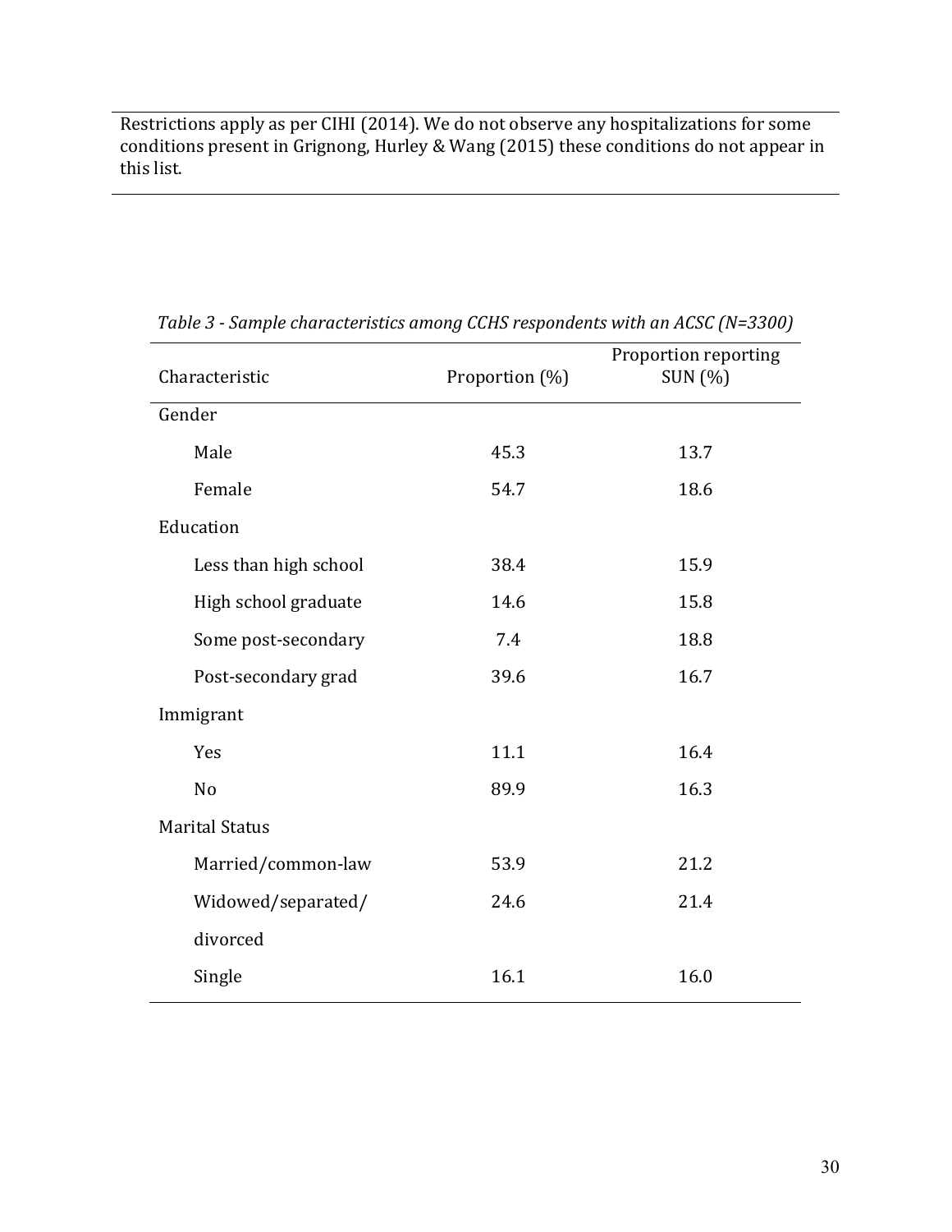Restrictions apply as per CIHI (2014). We do not observe any hospitalizations for some conditions present in Grignong, Hurley & Wang (2015) these conditions do not appear in this list.

*Table 3 - Sample characteristics among CCHS respondents with an ACSC (N=3300)*

| Characteristic | Proportion (%) | Proportion reporting SUN (%) |
|---|---|---|
| Gender | | |
| Male | 45.3 | 13.7 |
| Female | 54.7 | 18.6 |
| Education | | |
| Less than high school | 38.4 | 15.9 |
| High school graduate | 14.6 | 15.8 |
| Some post-secondary | 7.4 | 18.8 |
| Post-secondary grad | 39.6 | 16.7 |
| Immigrant | | |
| Yes | 11.1 | 16.4 |
| No | 89.9 | 16.3 |
| Marital Status | | |
| Married/common-law | 53.9 | 21.2 |
| Widowed/separated/ divorced | 24.6 | 21.4 |
| Single | 16.1 | 16.0 |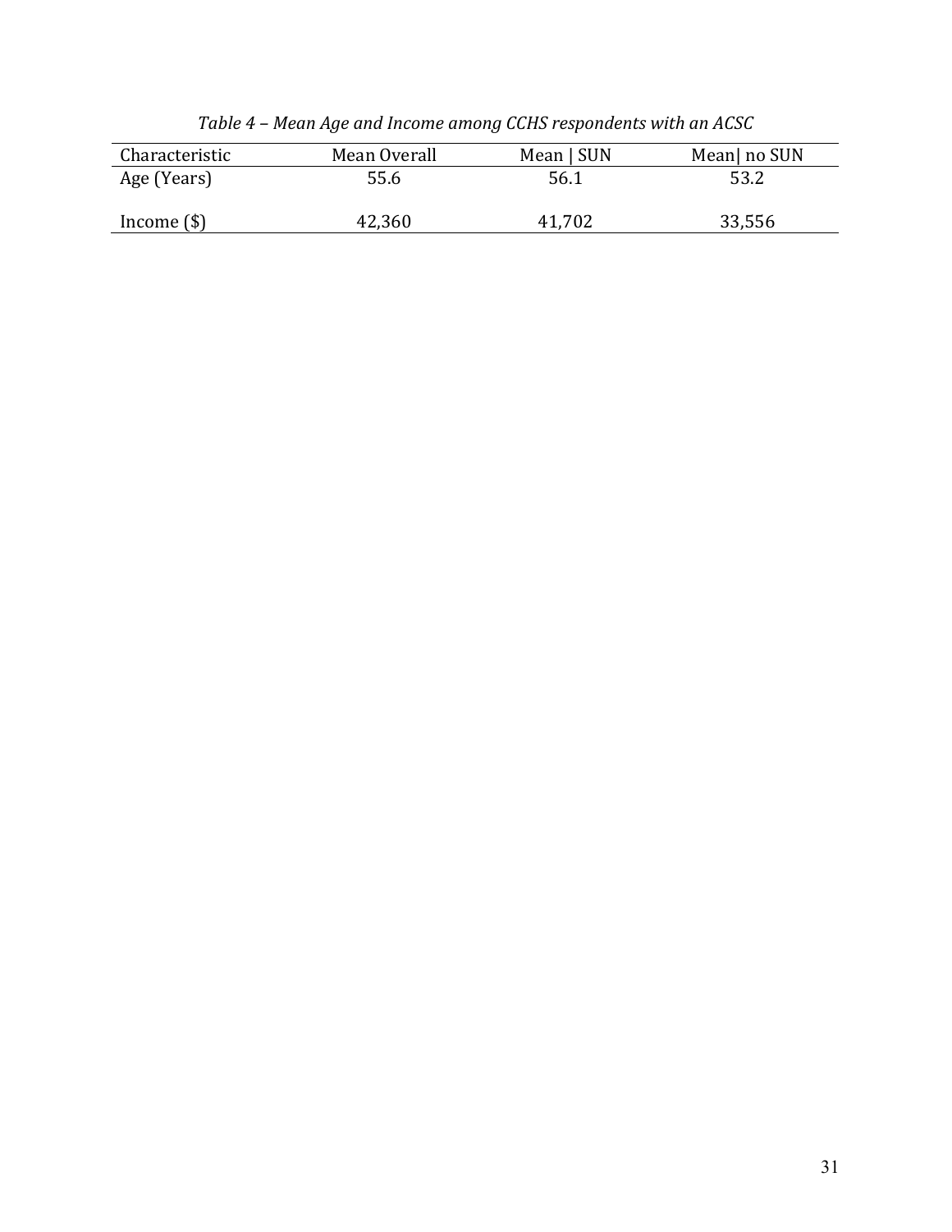*Table 4 – Mean Age and Income among CCHS respondents with an ACSC*

| Characteristic | Mean Overall | Mean \| SUN | Mean\| no SUN |
|---|---|---|---|
| Age (Years) | 55.6 | 56.1 | 53.2 |
| Income ($) | 42,360 | 41,702 | 33,556 |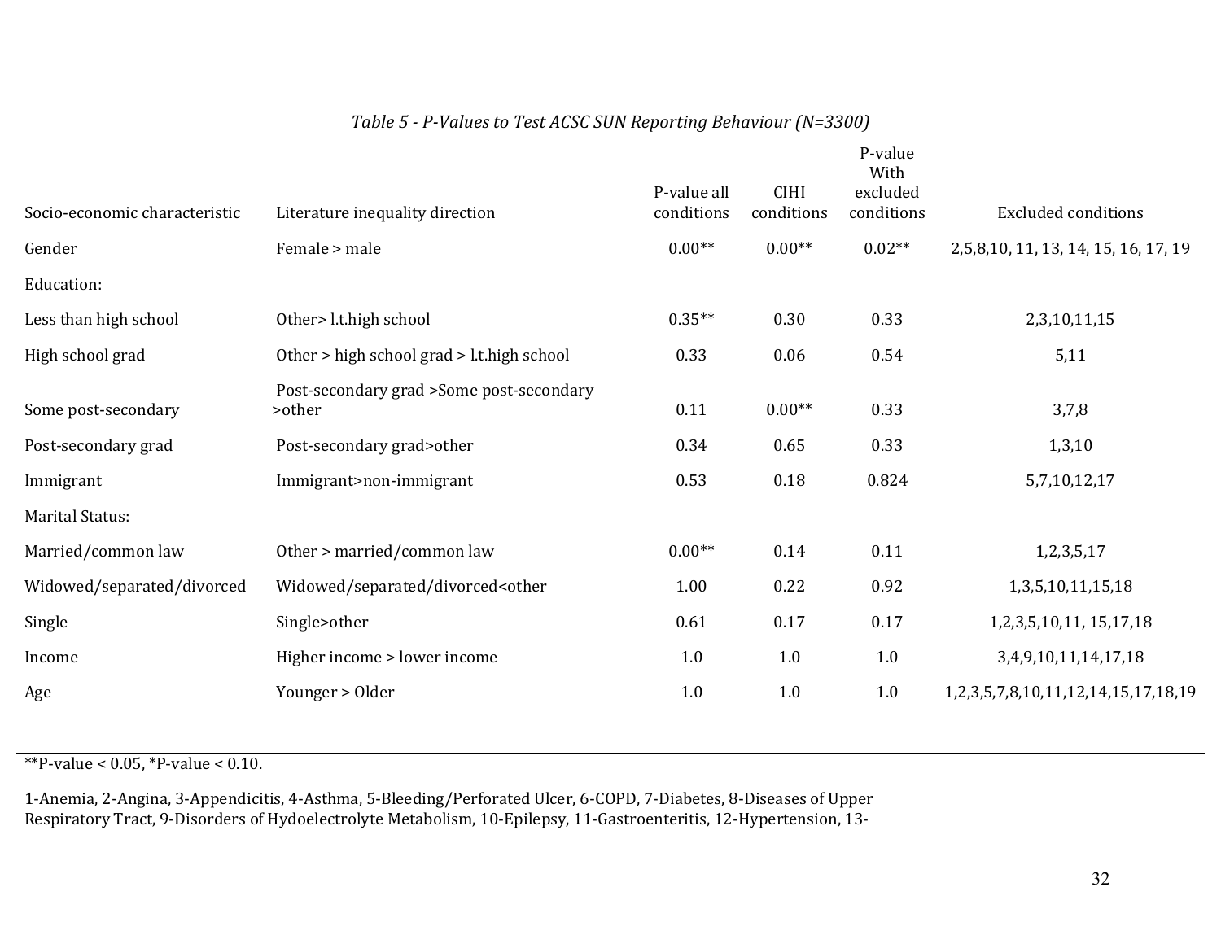*Table 5 - P-Values to Test ACSC SUN Reporting Behaviour (N=3300)*

| Socio-economic characteristic | Literature inequality direction | P-value all conditions | CIHI conditions | P-value With excluded conditions | Excluded conditions |
|---|---|---|---|---|---|
| Gender | Female > male | 0.00** | 0.00** | 0.02** | 2,5,8,10, 11, 13, 14, 15, 16, 17, 19 |
| Education: | | | | | |
| Less than high school | Other> l.t.high school | 0.35** | 0.30 | 0.33 | 2,3,10,11,15 |
| High school grad | Other > high school grad > l.t.high school | 0.33 | 0.06 | 0.54 | 5,11 |
| Some post-secondary | Post-secondary grad >Some post-secondary >other | 0.11 | 0.00** | 0.33 | 3,7,8 |
| Post-secondary grad | Post-secondary grad>other | 0.34 | 0.65 | 0.33 | 1,3,10 |
| Immigrant | Immigrant>non-immigrant | 0.53 | 0.18 | 0.824 | 5,7,10,12,17 |
| Marital Status: | | | | | |
| Married/common law | Other > married/common law | 0.00** | 0.14 | 0.11 | 1,2,3,5,17 |
| Widowed/separated/divorced | Widowed/separated/divorced<other | 1.00 | 0.22 | 0.92 | 1,3,5,10,11,15,18 |
| Single | Single>other | 0.61 | 0.17 | 0.17 | 1,2,3,5,10,11, 15,17,18 |
| Income | Higher income > lower income | 1.0 | 1.0 | 1.0 | 3,4,9,10,11,14,17,18 |
| Age | Younger > Older | 1.0 | 1.0 | 1.0 | 1,2,3,5,7,8,10,11,12,14,15,17,18,19 |

**P-value < 0.05, *P-value < 0.10.

1-Anemia, 2-Angina, 3-Appendicitis, 4-Asthma, 5-Bleeding/Perforated Ulcer, 6-COPD, 7-Diabetes, 8-Diseases of Upper Respiratory Tract, 9-Disorders of Hydoelectrolyte Metabolism, 10-Epilepsy, 11-Gastroenteritis, 12-Hypertension, 13-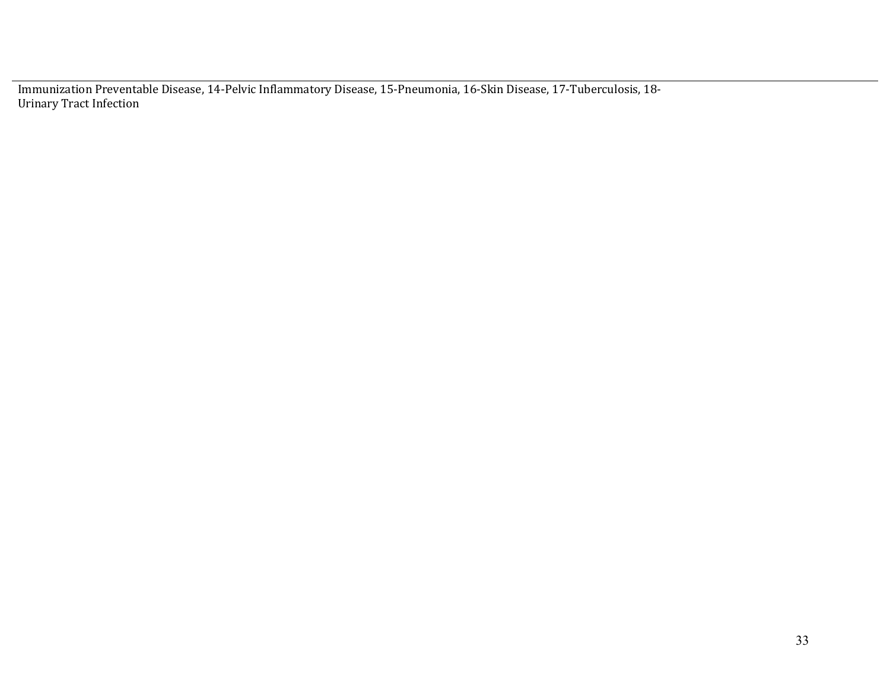Immunization Preventable Disease, 14-Pelvic Inflammatory Disease, 15-Pneumonia, 16-Skin Disease, 17-Tuberculosis, 18-Urinary Tract Infection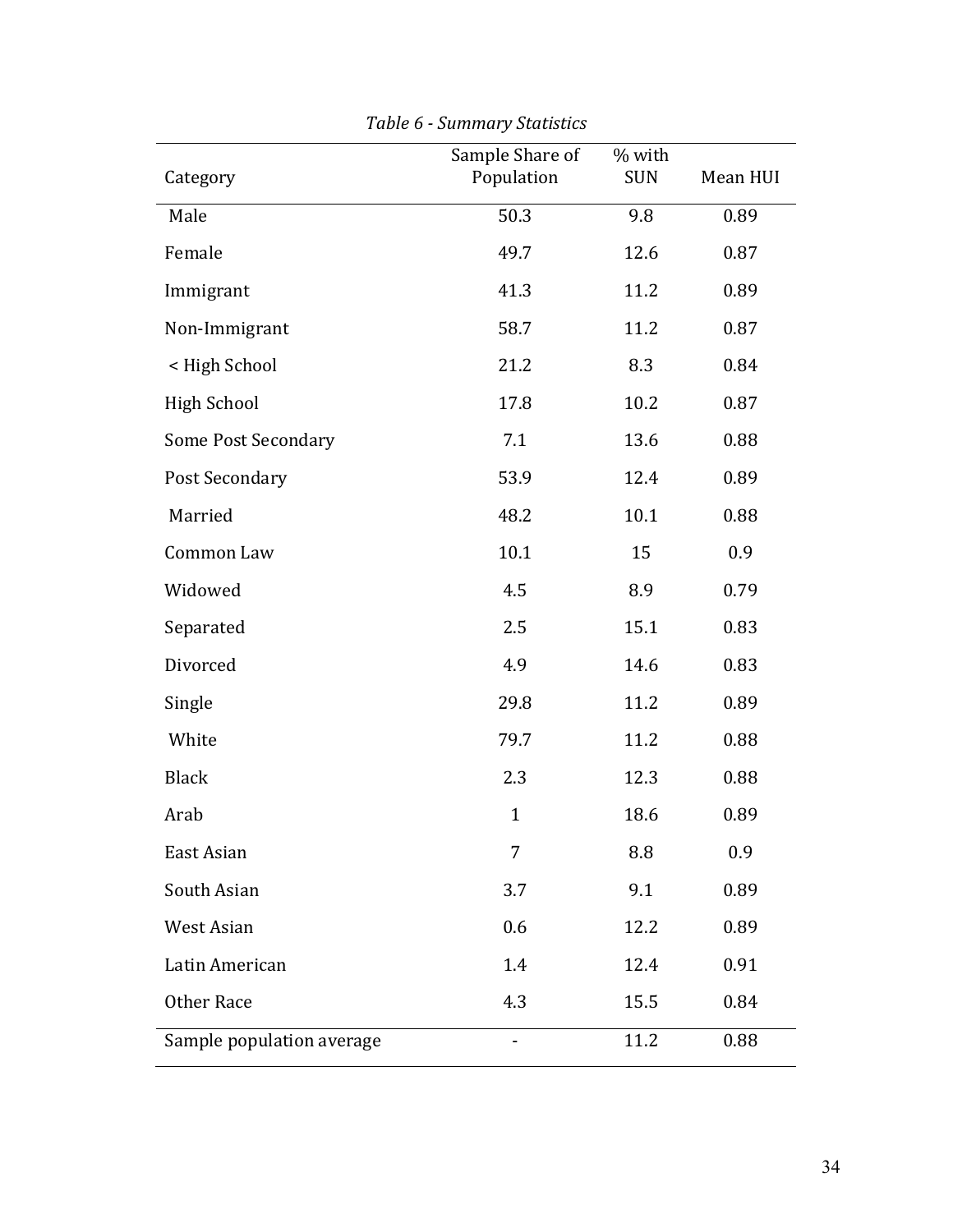*Table 6 - Summary Statistics*

| Category | Sample Share of Population | % with SUN | Mean HUI |
|---|---|---|---|
| Male | 50.3 | 9.8 | 0.89 |
| Female | 49.7 | 12.6 | 0.87 |
| Immigrant | 41.3 | 11.2 | 0.89 |
| Non-Immigrant | 58.7 | 11.2 | 0.87 |
| < High School | 21.2 | 8.3 | 0.84 |
| High School | 17.8 | 10.2 | 0.87 |
| Some Post Secondary | 7.1 | 13.6 | 0.88 |
| Post Secondary | 53.9 | 12.4 | 0.89 |
| Married | 48.2 | 10.1 | 0.88 |
| Common Law | 10.1 | 15 | 0.9 |
| Widowed | 4.5 | 8.9 | 0.79 |
| Separated | 2.5 | 15.1 | 0.83 |
| Divorced | 4.9 | 14.6 | 0.83 |
| Single | 29.8 | 11.2 | 0.89 |
| White | 79.7 | 11.2 | 0.88 |
| Black | 2.3 | 12.3 | 0.88 |
| Arab | 1 | 18.6 | 0.89 |
| East Asian | 7 | 8.8 | 0.9 |
| South Asian | 3.7 | 9.1 | 0.89 |
| West Asian | 0.6 | 12.2 | 0.89 |
| Latin American | 1.4 | 12.4 | 0.91 |
| Other Race | 4.3 | 15.5 | 0.84 |
| Sample population average | - | 11.2 | 0.88 |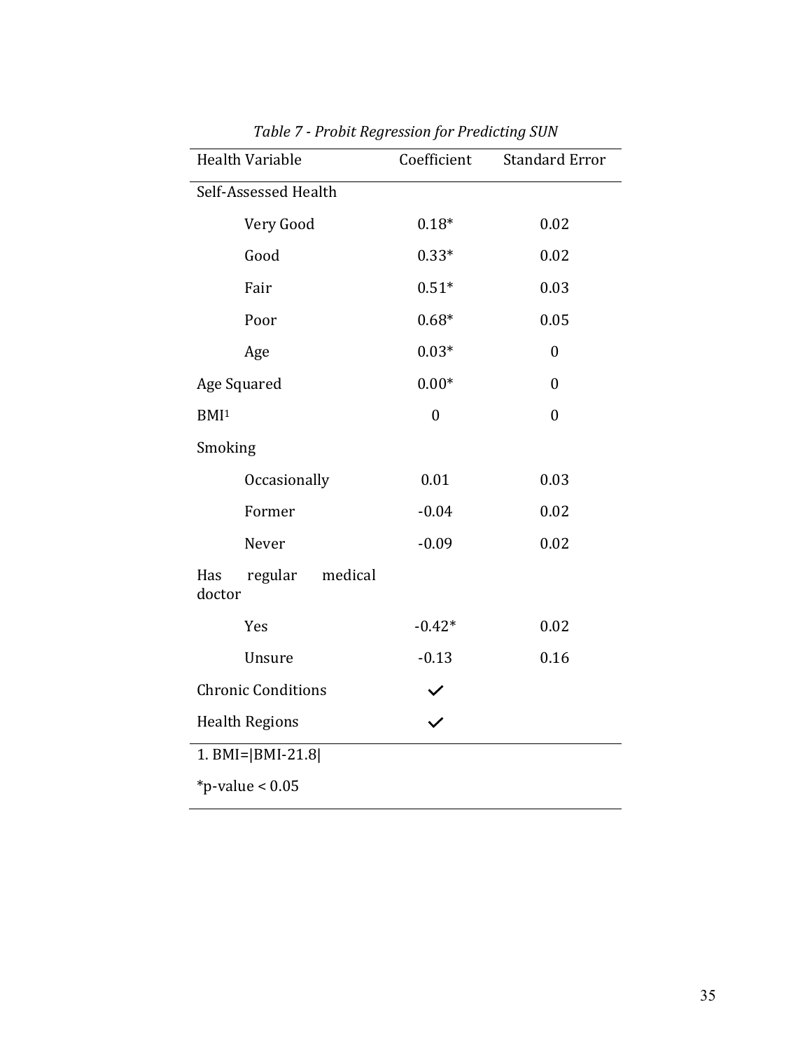*Table 7 - Probit Regression for Predicting SUN*

| Health Variable | Coefficient | Standard Error |
|---|---|---|
| Self-Assessed Health | | |
| Very Good | 0.18* | 0.02 |
| Good | 0.33* | 0.02 |
| Fair | 0.51* | 0.03 |
| Poor | 0.68* | 0.05 |
| Age | 0.03* | 0 |
| Age Squared | 0.00* | 0 |
| BMI[1] | 0 | 0 |
| Smoking | | |
| Occasionally | 0.01 | 0.03 |
| Former | -0.04 | 0.02 |
| Never | -0.09 | 0.02 |
| Has regular medical doctor | | |
| Yes | -0.42* | 0.02 |
| Unsure | -0.13 | 0.16 |
| Chronic Conditions | ✓ | |
| Health Regions | ✓ | |

1. BMI=|BMI-21.8|

*p-value < 0.05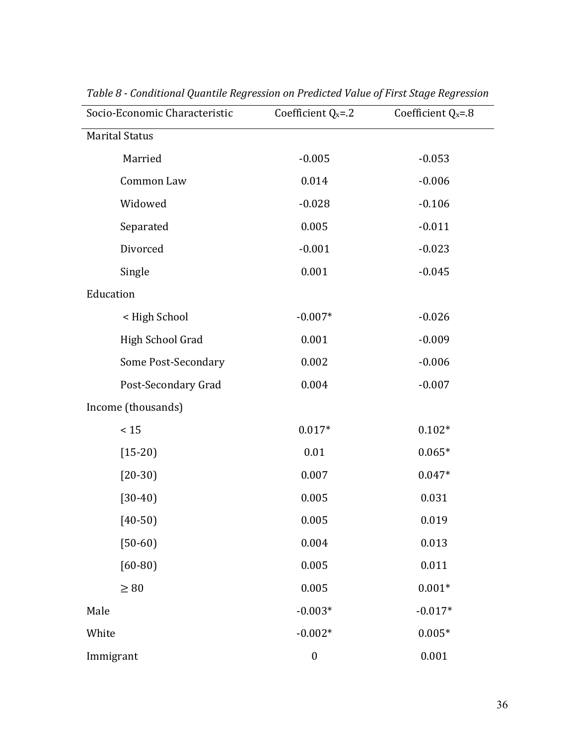*Table 8 - Conditional Quantile Regression on Predicted Value of First Stage Regression*

| Socio-Economic Characteristic | Coefficient $Q_x$=.2 | Coefficient $Q_x$=.8 |
|---|---|---|
| Marital Status | | |
| Married | -0.005 | -0.053 |
| Common Law | 0.014 | -0.006 |
| Widowed | -0.028 | -0.106 |
| Separated | 0.005 | -0.011 |
| Divorced | -0.001 | -0.023 |
| Single | 0.001 | -0.045 |
| Education | | |
| < High School | -0.007* | -0.026 |
| High School Grad | 0.001 | -0.009 |
| Some Post-Secondary | 0.002 | -0.006 |
| Post-Secondary Grad | 0.004 | -0.007 |
| Income (thousands) | | |
| < 15 | 0.017* | 0.102* |
| [15-20) | 0.01 | 0.065* |
| [20-30) | 0.007 | 0.047* |
| [30-40) | 0.005 | 0.031 |
| [40-50) | 0.005 | 0.019 |
| [50-60) | 0.004 | 0.013 |
| [60-80) | 0.005 | 0.011 |
| ≥ 80 | 0.005 | 0.001* |
| Male | -0.003* | -0.017* |
| White | -0.002* | 0.005* |
| Immigrant | 0 | 0.001 |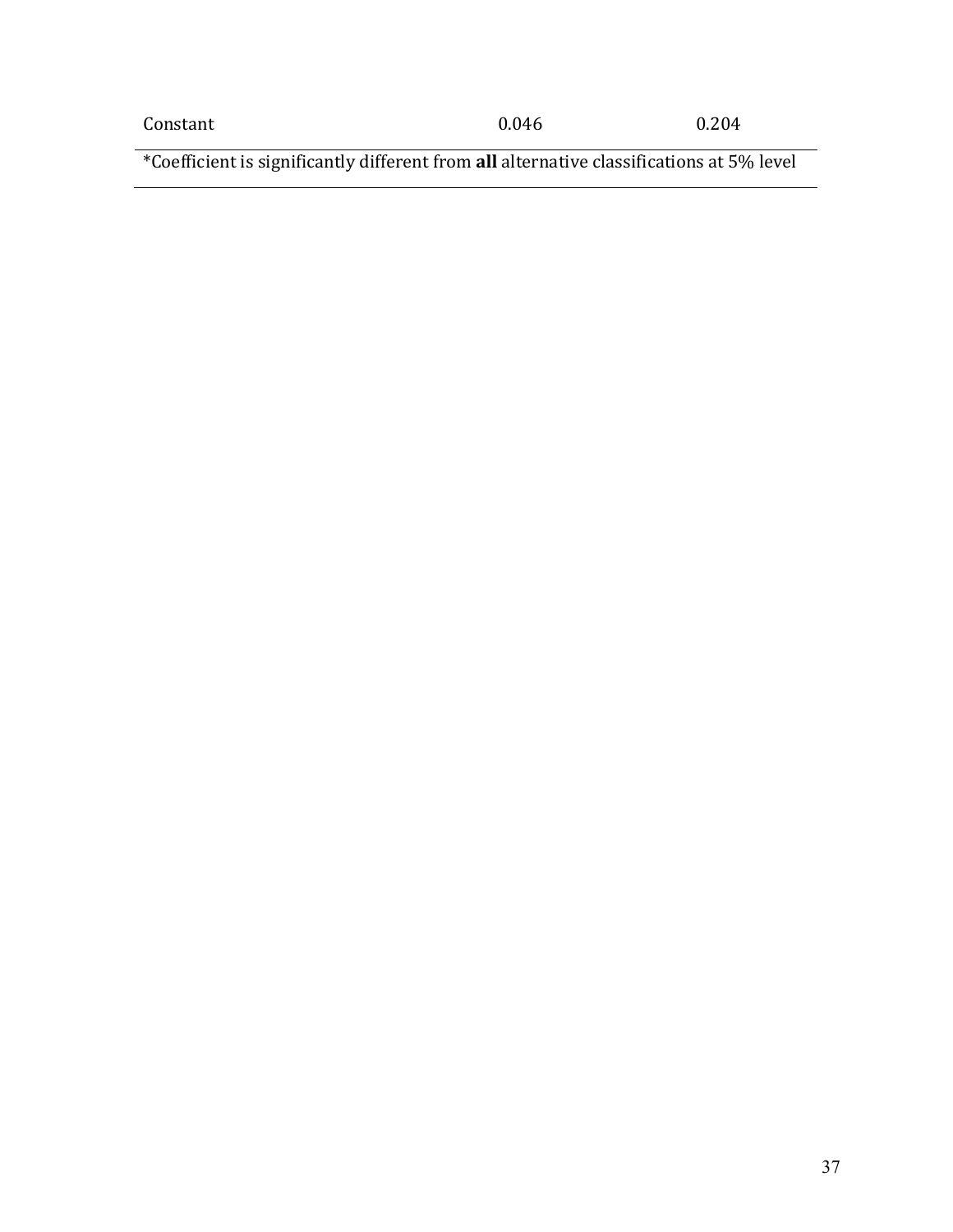| | | |
|---|---|---|
| Constant | 0.046 | 0.204 |

*Coefficient is significantly different from **all** alternative classifications at 5% level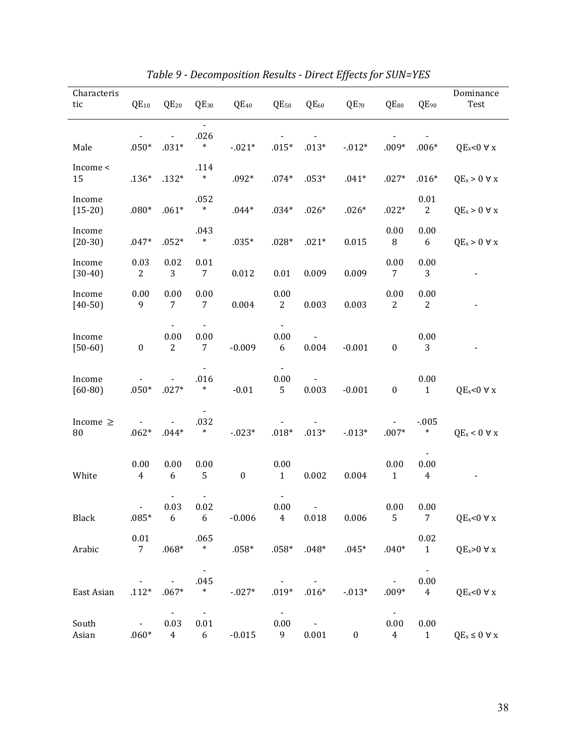*Table 9 - Decomposition Results - Direct Effects for SUN=YES*

| Characteristic | $QE_{10}$ | $QE_{20}$ | $QE_{30}$ | $QE_{40}$ | $QE_{50}$ | $QE_{60}$ | $QE_{70}$ | $QE_{80}$ | $QE_{90}$ | Dominance Test |
|---|---|---|---|---|---|---|---|---|---|---|
| Male | -.050* | -.031* | -.026* | -.021* | -.015* | -.013* | -.012* | -.009* | -.006* | $QE_x<0\ \forall\ x$ |
| Income < 15 | .136* | .132* | .114* | .092* | .074* | .053* | .041* | .027* | .016* | $QE_x > 0\ \forall\ x$ |
| Income [15-20) | .080* | .061* | .052* | .044* | .034* | .026* | .026* | .022* | 0.012 | $QE_x > 0\ \forall\ x$ |
| Income [20-30) | .047* | .052* | .043* | .035* | .028* | .021* | 0.015 | 0.008 | 0.006 | $QE_x > 0\ \forall\ x$ |
| Income [30-40) | 0.032 | 0.023 | 0.017 | 0.012 | 0.01 | 0.009 | 0.009 | 0.007 | 0.003 | - |
| Income [40-50) | 0.009 | 0.007 | 0.007 | 0.004 | 0.002 | 0.003 | 0.003 | 0.002 | 0.002 | - |
| Income [50-60) | 0 | -0.002 | -0.007 | -0.009 | -0.006 | -0.004 | -0.001 | 0 | 0.003 | - |
| Income [60-80) | -.050* | -.027* | -.016* | -0.01 | -0.005 | -0.003 | -0.001 | 0 | 0.001 | $QE_x<0\ \forall\ x$ |
| Income ≥ 80 | -.062* | -.044* | -.032* | -.023* | -.018* | -.013* | -.013* | -.007* | -.005* | $QE_x < 0\ \forall\ x$ |
| White | 0.004 | 0.006 | 0.005 | 0 | 0.001 | 0.002 | 0.004 | 0.001 | -0.004 | - |
| Black | -.085* | -0.036 | -0.026 | -0.006 | -0.004 | -0.018 | 0.006 | 0.005 | 0.007 | $QE_x<0\ \forall\ x$ |
| Arabic | 0.017 | .068* | .065* | .058* | .058* | .048* | .045* | .040* | 0.021 | $QE_x>0\ \forall\ x$ |
| East Asian | -.112* | -.067* | -.045* | -.027* | -.019* | -.016* | -.013* | -.009* | -0.004 | $QE_x<0\ \forall\ x$ |
| South Asian | -.060* | -0.034 | -0.016 | -0.015 | -0.009 | -0.001 | 0 | -0.004 | 0.001 | $QE_x \leq 0\ \forall\ x$ |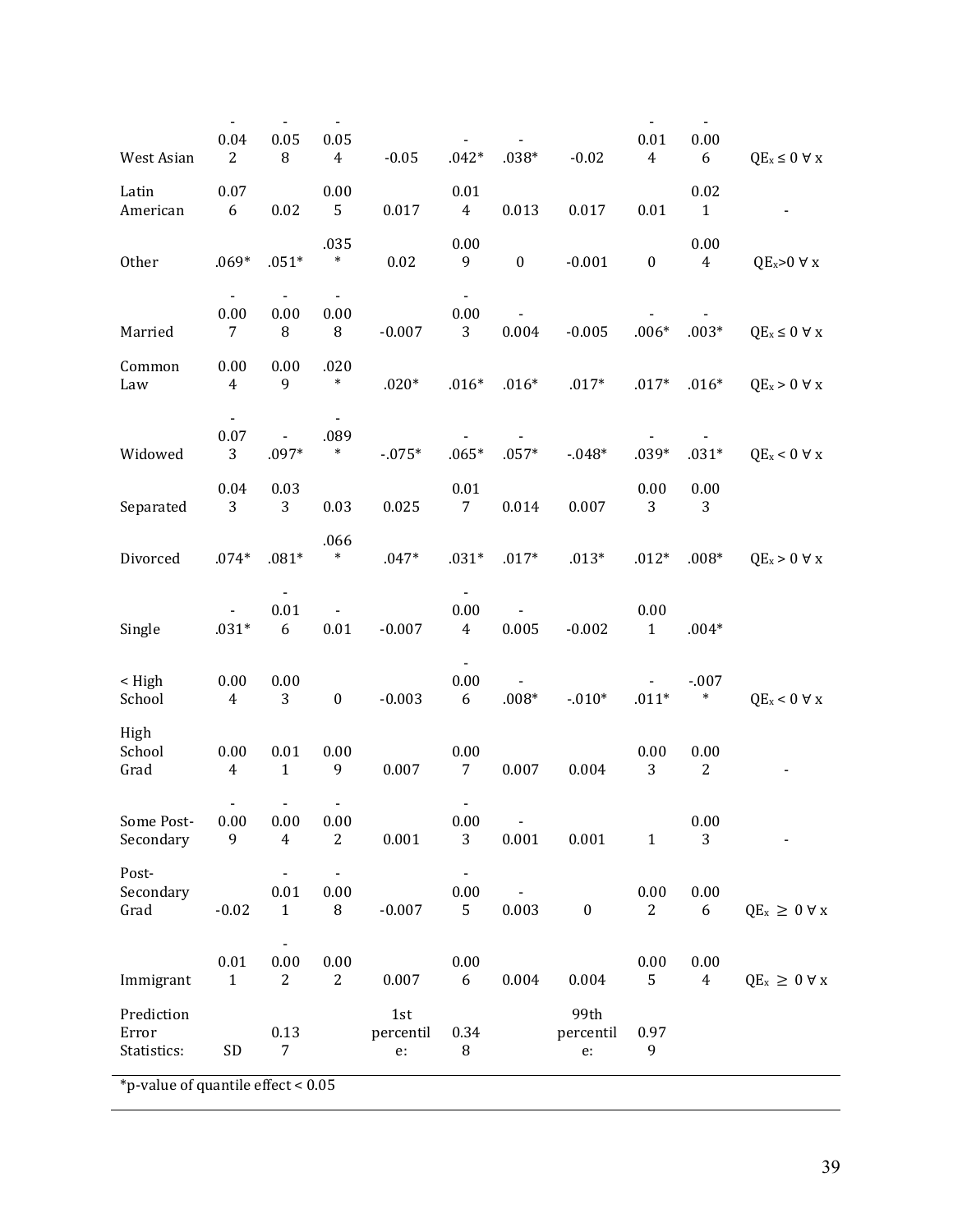| | | | | | | | | | | |
|---|---|---|---|---|---|---|---|---|---|---|
| West Asian | -0.042 | -0.058 | -0.054 | -0.05 | -.042* | -.038* | -0.02 | -0.014 | -0.006 | $QE_x \leq 0 \ \forall \ x$ |
| Latin American | 0.076 | 0.02 | 0.005 | 0.017 | 0.014 | 0.013 | 0.017 | 0.01 | 0.021 | - |
| Other | .069* | .051* | .035* | 0.02 | 0.009 | 0 | -0.001 | 0 | 0.004 | $QE_x > 0 \ \forall \ x$ |
| Married | -0.007 | -0.008 | -0.008 | -0.007 | -0.003 | -0.004 | -0.005 | -.006* | -.003* | $QE_x \leq 0 \ \forall \ x$ |
| Common Law | 0.004 | 0.009 | .020* | .020* | .016* | .016* | .017* | .017* | .016* | $QE_x > 0 \ \forall \ x$ |
| Widowed | -0.073 | -.097* | -.089* | -.075* | -.065* | -.057* | -.048* | -.039* | -.031* | $QE_x < 0 \ \forall \ x$ |
| Separated | 0.043 | 0.033 | 0.03 | 0.025 | 0.017 | 0.014 | 0.007 | 0.003 | 0.003 | |
| Divorced | .074* | .081* | .066* | .047* | .031* | .017* | .013* | .012* | .008* | $QE_x > 0 \ \forall \ x$ |
| Single | -.031* | -0.016 | -0.01 | -0.007 | -0.004 | -0.005 | -0.002 | 0.001 | .004* | |
| < High School | 0.004 | 0.003 | 0 | -0.003 | -0.006 | -.008* | -.010* | -.011* | -.007* | $QE_x < 0 \ \forall \ x$ |
| High School Grad | 0.004 | 0.011 | 0.009 | 0.007 | 0.007 | 0.007 | 0.004 | 0.003 | 0.002 | - |
| Some Post-Secondary | -0.009 | -0.004 | -0.002 | 0.001 | -0.003 | -0.001 | 0.001 | 1 | 0.003 | - |
| Post-Secondary Grad | -0.02 | -0.011 | -0.008 | -0.007 | -0.005 | -0.003 | 0 | 0.002 | 0.006 | $QE_x \geq 0 \ \forall \ x$ |
| Immigrant | 0.011 | -0.002 | 0.002 | 0.007 | 0.006 | 0.004 | 0.004 | 0.005 | 0.004 | $QE_x \geq 0 \ \forall \ x$ |
| Prediction Error Statistics: | SD | 0.137 | | 1st percentile: | 0.348 | | 99th percentile: | 0.979 | | |

*p-value of quantile effect < 0.05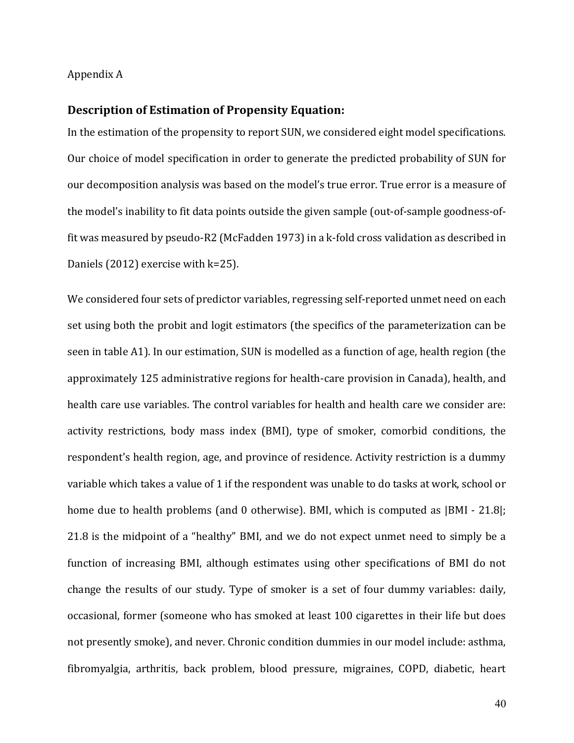Appendix A

### Description of Estimation of Propensity Equation:

In the estimation of the propensity to report SUN, we considered eight model specifications. Our choice of model specification in order to generate the predicted probability of SUN for our decomposition analysis was based on the model's true error. True error is a measure of the model's inability to fit data points outside the given sample (out-of-sample goodness-of-fit was measured by pseudo-R2 (McFadden 1973) in a k-fold cross validation as described in Daniels (2012) exercise with k=25).

We considered four sets of predictor variables, regressing self-reported unmet need on each set using both the probit and logit estimators (the specifics of the parameterization can be seen in table A1). In our estimation, SUN is modelled as a function of age, health region (the approximately 125 administrative regions for health-care provision in Canada), health, and health care use variables. The control variables for health and health care we consider are: activity restrictions, body mass index (BMI), type of smoker, comorbid conditions, the respondent's health region, age, and province of residence. Activity restriction is a dummy variable which takes a value of 1 if the respondent was unable to do tasks at work, school or home due to health problems (and 0 otherwise). BMI, which is computed as |BMI - 21.8|; 21.8 is the midpoint of a "healthy" BMI, and we do not expect unmet need to simply be a function of increasing BMI, although estimates using other specifications of BMI do not change the results of our study. Type of smoker is a set of four dummy variables: daily, occasional, former (someone who has smoked at least 100 cigarettes in their life but does not presently smoke), and never. Chronic condition dummies in our model include: asthma, fibromyalgia, arthritis, back problem, blood pressure, migraines, COPD, diabetic, heart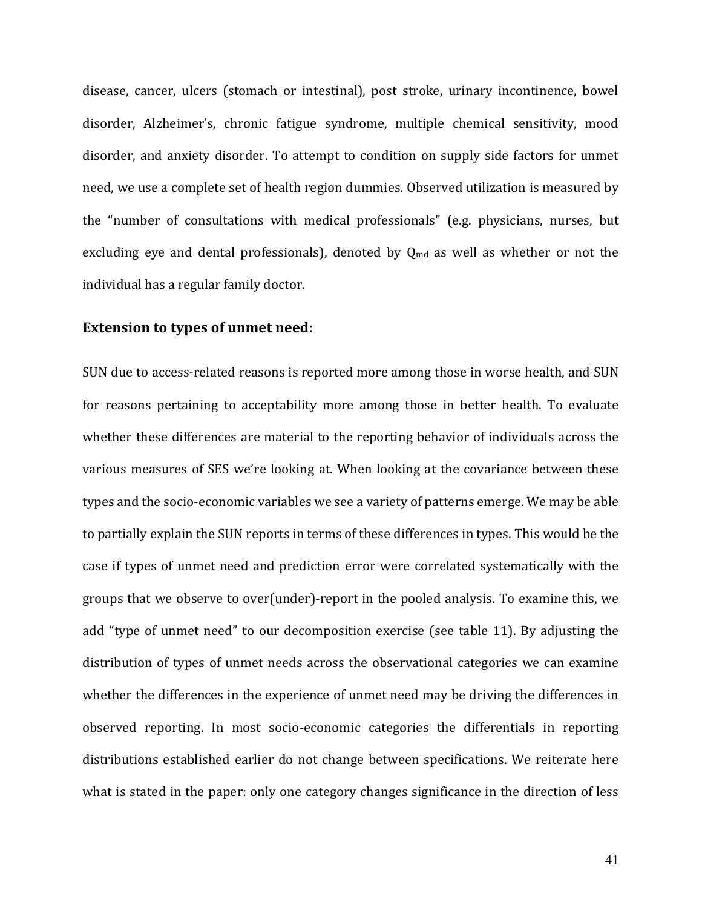disease, cancer, ulcers (stomach or intestinal), post stroke, urinary incontinence, bowel disorder, Alzheimer's, chronic fatigue syndrome, multiple chemical sensitivity, mood disorder, and anxiety disorder. To attempt to condition on supply side factors for unmet need, we use a complete set of health region dummies. Observed utilization is measured by the "number of consultations with medical professionals" (e.g. physicians, nurses, but excluding eye and dental professionals), denoted by $Q_{md}$ as well as whether or not the individual has a regular family doctor.

### Extension to types of unmet need:

SUN due to access-related reasons is reported more among those in worse health, and SUN for reasons pertaining to acceptability more among those in better health. To evaluate whether these differences are material to the reporting behavior of individuals across the various measures of SES we're looking at. When looking at the covariance between these types and the socio-economic variables we see a variety of patterns emerge. We may be able to partially explain the SUN reports in terms of these differences in types. This would be the case if types of unmet need and prediction error were correlated systematically with the groups that we observe to over(under)-report in the pooled analysis. To examine this, we add "type of unmet need" to our decomposition exercise (see table 11). By adjusting the distribution of types of unmet needs across the observational categories we can examine whether the differences in the experience of unmet need may be driving the differences in observed reporting. In most socio-economic categories the differentials in reporting distributions established earlier do not change between specifications. We reiterate here what is stated in the paper: only one category changes significance in the direction of less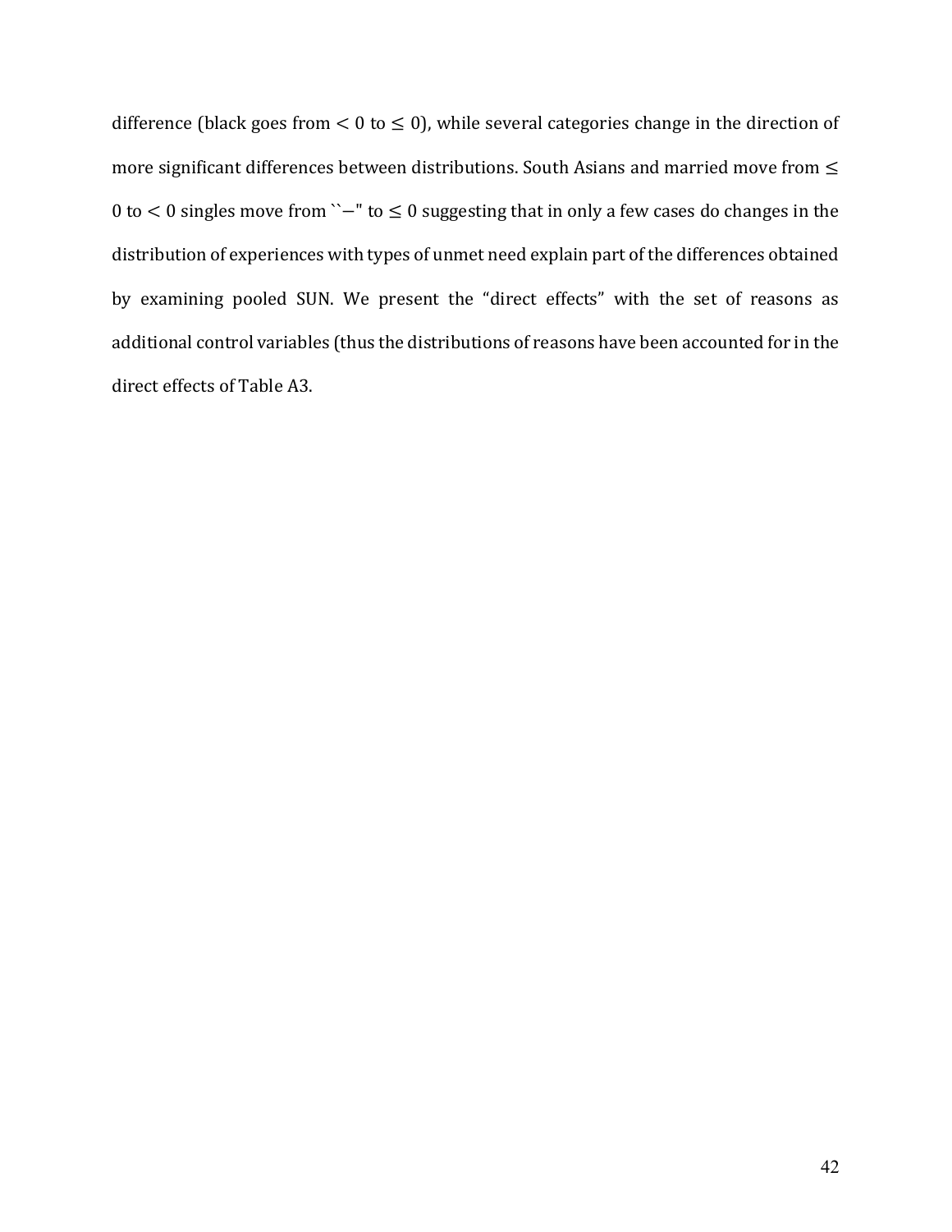difference (black goes from $< 0$ to $\leq 0$), while several categories change in the direction of more significant differences between distributions. South Asians and married move from $\leq 0$ to $< 0$ singles move from ``$-$" to $\leq 0$ suggesting that in only a few cases do changes in the distribution of experiences with types of unmet need explain part of the differences obtained by examining pooled SUN. We present the "direct effects" with the set of reasons as additional control variables (thus the distributions of reasons have been accounted for in the direct effects of Table A3.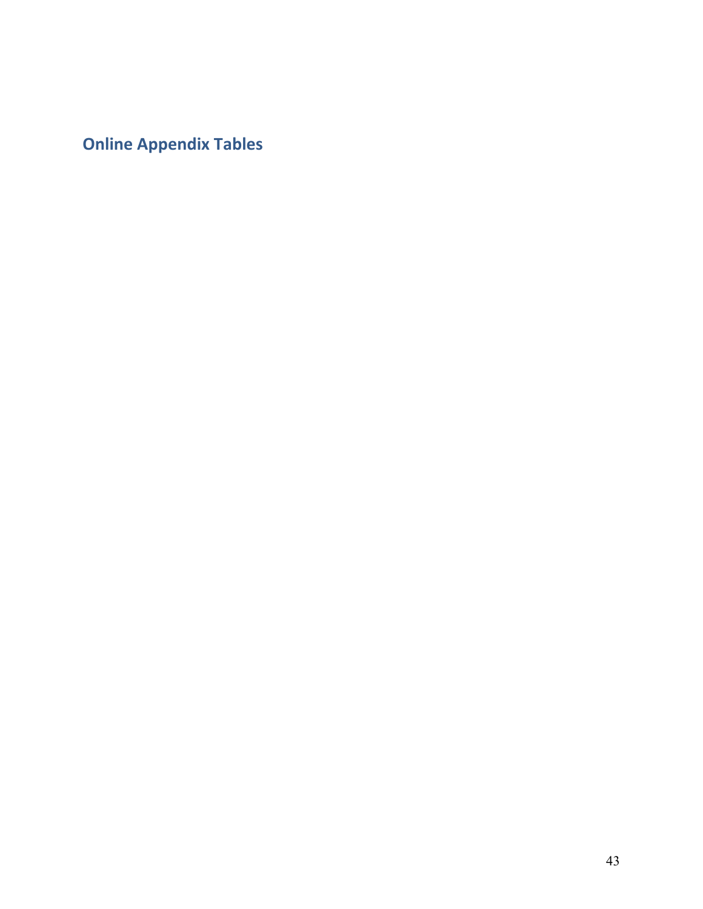## Online Appendix Tables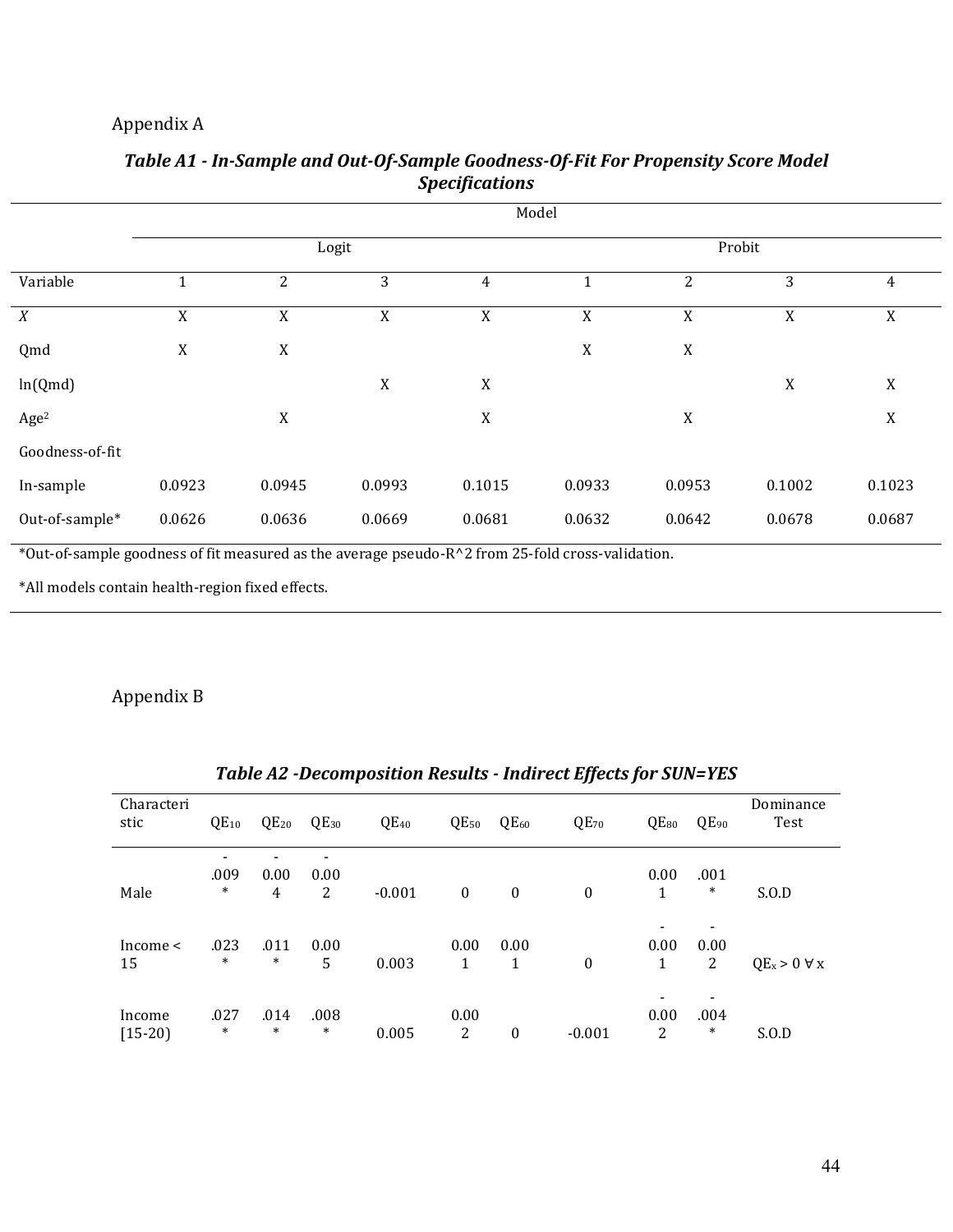Appendix A

### *Table A1 - In-Sample and Out-Of-Sample Goodness-Of-Fit For Propensity Score Model Specifications*

| | Model | | | | | | | |
|---|---|---|---|---|---|---|---|---|
| | Logit | | | | Probit | | | |
| Variable | 1 | 2 | 3 | 4 | 1 | 2 | 3 | 4 |
| *X* | X | X | X | X | X | X | X | X |
| Qmd | X | X | | | X | X | | |
| ln(Qmd) | | | X | X | | | X | X |
| $Age^2$ | | X | | X | | X | | X |
| Goodness-of-fit | | | | | | | | |
| In-sample | 0.0923 | 0.0945 | 0.0993 | 0.1015 | 0.0933 | 0.0953 | 0.1002 | 0.1023 |
| Out-of-sample* | 0.0626 | 0.0636 | 0.0669 | 0.0681 | 0.0632 | 0.0642 | 0.0678 | 0.0687 |

*Out-of-sample goodness of fit measured as the average pseudo-R^2 from 25-fold cross-validation.

*All models contain health-region fixed effects.

Appendix B

### *Table A2 -Decomposition Results - Indirect Effects for SUN=YES*

| Characteristic | $QE_{10}$ | $QE_{20}$ | $QE_{30}$ | $QE_{40}$ | $QE_{50}$ | $QE_{60}$ | $QE_{70}$ | $QE_{80}$ | $QE_{90}$ | Dominance Test |
|---|---|---|---|---|---|---|---|---|---|---|
| Male | -.009* | -0.004 | -0.002 | -0.001 | 0 | 0 | 0 | 0.001 | .001* | S.O.D |
| Income < 15 | .023* | .011* | 0.005 | 0.003 | 0.001 | 0.001 | 0 | -0.001 | -0.002 | $QE_x > 0 \; \forall \, x$ |
| Income [15-20) | .027* | .014* | .008* | 0.005 | 0.002 | 0 | -0.001 | -0.002 | -.004* | S.O.D |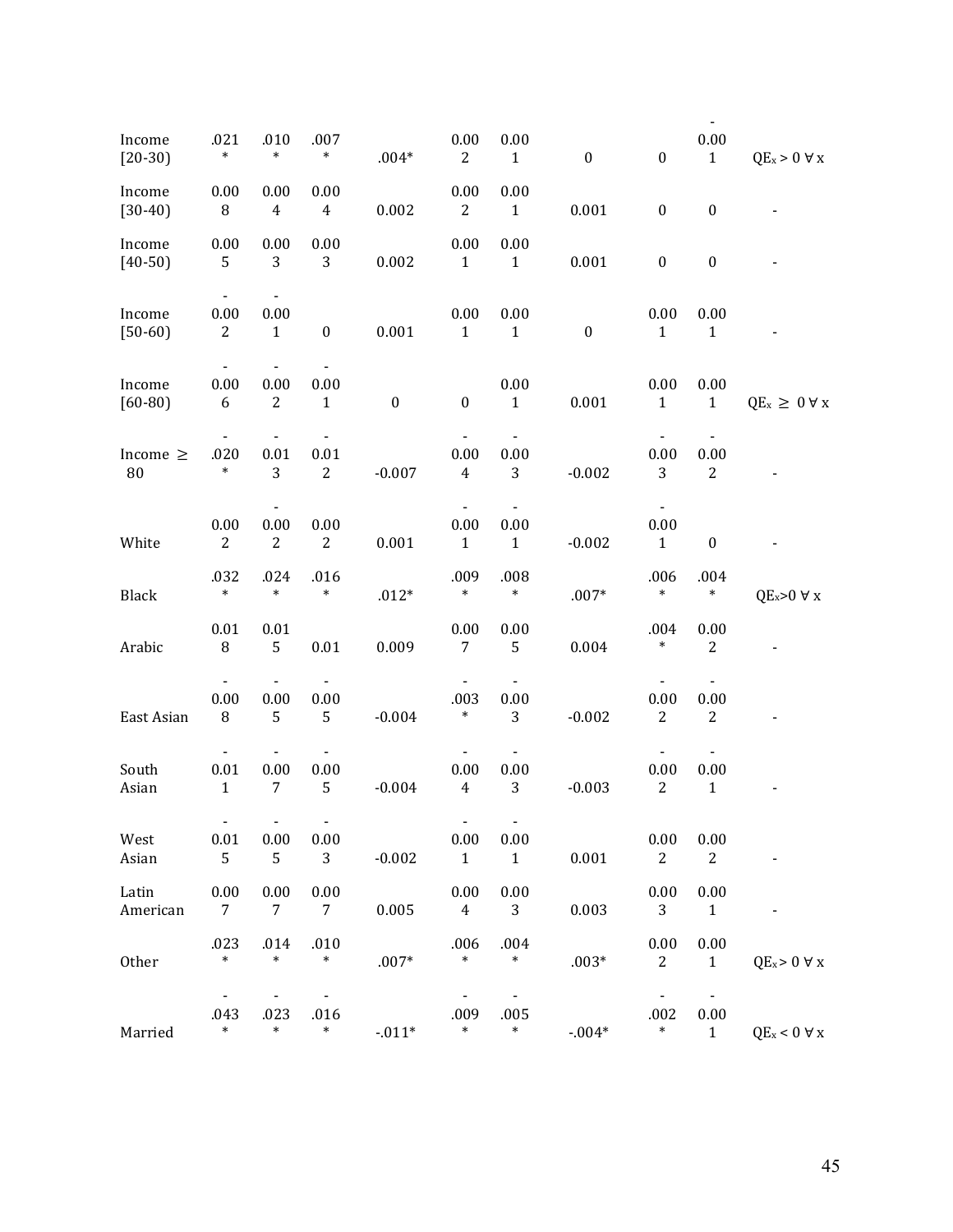| | | | | | | | | | | |
|---|---|---|---|---|---|---|---|---|---|---|
| Income [20-30) | .021* | .010* | .007* | .004* | 0.002 | 0.001 | 0 | 0 | -0.001 | $QE_x > 0\ \forall\ x$ |
| Income [30-40) | 0.008 | 0.004 | 0.004 | 0.002 | 0.002 | 0.001 | 0.001 | 0 | 0 | - |
| Income [40-50) | 0.005 | 0.003 | 0.003 | 0.002 | 0.001 | 0.001 | 0.001 | 0 | 0 | - |
| Income [50-60) | -0.002 | -0.001 | 0 | 0.001 | 0.001 | 0.001 | 0 | 0.001 | 0.001 | - |
| Income [60-80) | -0.006 | -0.002 | -0.001 | 0 | 0 | 0.001 | 0.001 | 0.001 | 0.001 | $QE_x \geq 0\ \forall\ x$ |
| Income ≥ 80 | -.020* | -0.013 | -0.012 | -0.007 | -0.004 | -0.003 | -0.002 | -0.003 | -0.002 | - |
| White | 0.002 | -0.002 | 0.002 | 0.001 | -0.001 | -0.001 | -0.002 | -0.001 | 0 | - |
| Black | .032* | .024* | .016* | .012* | .009* | .008* | .007* | .006* | .004* | $QE_x>0\ \forall\ x$ |
| Arabic | 0.018 | 0.015 | 0.01 | 0.009 | 0.007 | 0.005 | 0.004 | .004* | 0.002 | - |
| East Asian | -0.008 | -0.005 | -0.005 | -0.004 | -.003* | -0.003 | -0.002 | -0.002 | -0.002 | - |
| South Asian | -0.011 | -0.007 | -0.005 | -0.004 | -0.004 | -0.003 | -0.003 | -0.002 | -0.001 | - |
| West Asian | -0.015 | -0.005 | -0.003 | -0.002 | -0.001 | -0.001 | 0.001 | 0.002 | 0.002 | - |
| Latin American | 0.007 | 0.007 | 0.007 | 0.005 | 0.004 | 0.003 | 0.003 | 0.003 | 0.001 | - |
| Other | .023* | .014* | .010* | .007* | .006* | .004* | .003* | 0.002 | 0.001 | $QE_x > 0\ \forall\ x$ |
| Married | -.043* | -.023* | -.016* | -.011* | -.009* | -.005* | -.004* | -.002* | -0.001 | $QE_x < 0\ \forall\ x$ |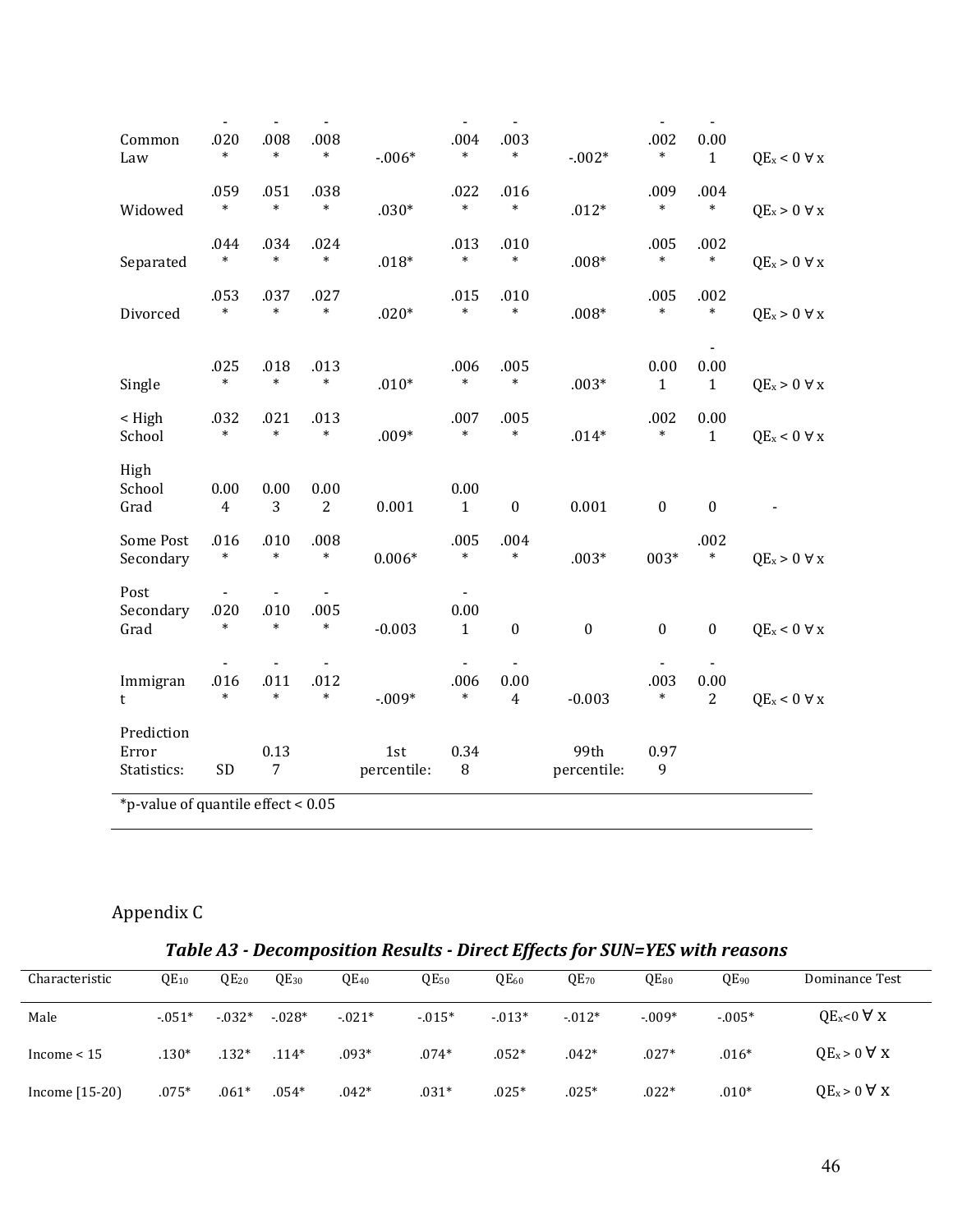| | | | | | | | | | | |
|---|---|---|---|---|---|---|---|---|---|---|
| Common Law | -.020* | -.008* | -.008* | -.006* | -.004* | -.003* | -.002* | -.002* | -0.001 | $QE_x < 0\ \forall$ x |
| Widowed | .059* | .051* | .038* | .030* | .022* | .016* | .012* | .009* | .004* | $QE_x > 0\ \forall$ x |
| Separated | .044* | .034* | .024* | .018* | .013* | .010* | .008* | .005* | .002* | $QE_x > 0\ \forall$ x |
| Divorced | .053* | .037* | .027* | .020* | .015* | .010* | .008* | .005* | .002* | $QE_x > 0\ \forall$ x |
| Single | .025* | .018* | .013* | .010* | .006* | .005* | .003* | 0.001 | -0.001 | $QE_x > 0\ \forall$ x |
| < High School | .032* | .021* | .013* | .009* | .007* | .005* | .014* | .002* | 0.001 | $QE_x < 0\ \forall$ x |
| High School Grad | 0.004 | 0.003 | 0.002 | 0.001 | 0.001 | 0 | 0.001 | 0 | 0 | - |
| Some Post Secondary | .016* | .010* | .008* | 0.006* | .005* | .004* | .003* | 003* | .002* | $QE_x > 0\ \forall$ x |
| Post Secondary Grad | -.020* | -.010* | -.005* | -0.003 | -0.001 | 0 | 0 | 0 | 0 | $QE_x < 0\ \forall$ x |
| Immigrant | -.016* | -.011* | -.012* | -.009* | -.006* | -0.004 | -0.003 | -.003* | -0.002 | $QE_x < 0\ \forall$ x |
| Prediction Error Statistics: | SD | 0.137 | | 1st percentile: | 0.348 | | 99th percentile: | 0.979 | | |

*p-value of quantile effect < 0.05

Appendix C

***Table A3 - Decomposition Results - Direct Effects for SUN=YES with reasons***

| Characteristic | $QE_{10}$ | $QE_{20}$ | $QE_{30}$ | $QE_{40}$ | $QE_{50}$ | $QE_{60}$ | $QE_{70}$ | $QE_{80}$ | $QE_{90}$ | Dominance Test |
|---|---|---|---|---|---|---|---|---|---|---|
| Male | -.051* | -.032* | -.028* | -.021* | -.015* | -.013* | -.012* | -.009* | -.005* | $QE_x<0\ \forall$ X |
| Income < 15 | .130* | .132* | .114* | .093* | .074* | .052* | .042* | .027* | .016* | $QE_x > 0\ \forall$ X |
| Income [15-20) | .075* | .061* | .054* | .042* | .031* | .025* | .025* | .022* | .010* | $QE_x > 0\ \forall$ X |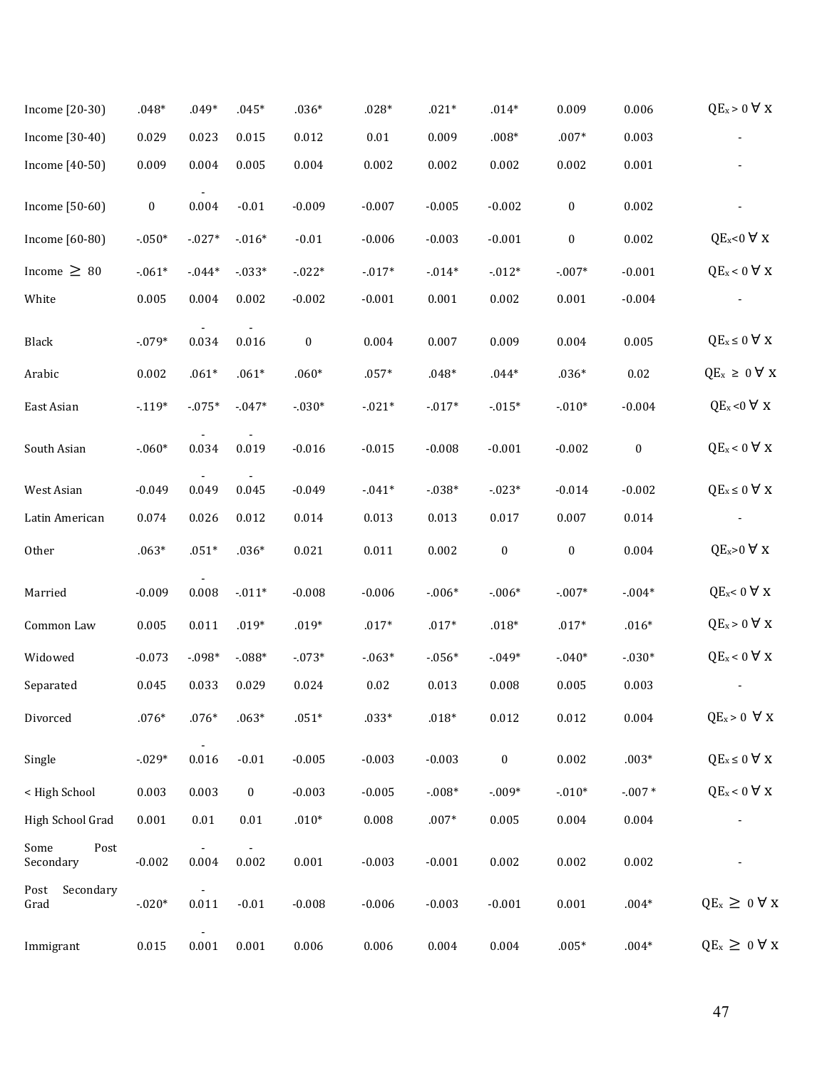| | | | | | | | | | | |
|---|---|---|---|---|---|---|---|---|---|---|
| Income [20-30) | .048* | .049* | .045* | .036* | .028* | .021* | .014* | 0.009 | 0.006 | $QE_x > 0 \; \forall \; x$ |
| Income [30-40) | 0.029 | 0.023 | 0.015 | 0.012 | 0.01 | 0.009 | .008* | .007* | 0.003 | - |
| Income [40-50) | 0.009 | 0.004 | 0.005 | 0.004 | 0.002 | 0.002 | 0.002 | 0.002 | 0.001 | - |
| Income [50-60) | 0 | -0.004 | -0.01 | -0.009 | -0.007 | -0.005 | -0.002 | 0 | 0.002 | - |
| Income [60-80) | -.050* | -.027* | -.016* | -0.01 | -0.006 | -0.003 | -0.001 | 0 | 0.002 | $QE_x < 0 \; \forall \; x$ |
| Income ≥ 80 | -.061* | -.044* | -.033* | -.022* | -.017* | -.014* | -.012* | -.007* | -0.001 | $QE_x < 0 \; \forall \; x$ |
| White | 0.005 | 0.004 | 0.002 | -0.002 | -0.001 | 0.001 | 0.002 | 0.001 | -0.004 | - |
| Black | -.079* | -0.034 | -0.016 | 0 | 0.004 | 0.007 | 0.009 | 0.004 | 0.005 | $QE_x \leq 0 \; \forall \; x$ |
| Arabic | 0.002 | .061* | .061* | .060* | .057* | .048* | .044* | .036* | 0.02 | $QE_x \geq 0 \; \forall \; x$ |
| East Asian | -.119* | -.075* | -.047* | -.030* | -.021* | -.017* | -.015* | -.010* | -0.004 | $QE_x < 0 \; \forall \; x$ |
| South Asian | -.060* | -0.034 | -0.019 | -0.016 | -0.015 | -0.008 | -0.001 | -0.002 | 0 | $QE_x < 0 \; \forall \; x$ |
| West Asian | -0.049 | -0.049 | -0.045 | -0.049 | -.041* | -.038* | -.023* | -0.014 | -0.002 | $QE_x \leq 0 \; \forall \; x$ |
| Latin American | 0.074 | 0.026 | 0.012 | 0.014 | 0.013 | 0.013 | 0.017 | 0.007 | 0.014 | - |
| Other | .063* | .051* | .036* | 0.021 | 0.011 | 0.002 | 0 | 0 | 0.004 | $QE_x > 0 \; \forall \; x$ |
| Married | -0.009 | -0.008 | -.011* | -0.008 | -0.006 | -.006* | -.006* | -.007* | -.004* | $QE_x < 0 \; \forall \; x$ |
| Common Law | 0.005 | 0.011 | .019* | .019* | .017* | .017* | .018* | .017* | .016* | $QE_x > 0 \; \forall \; x$ |
| Widowed | -0.073 | -.098* | -.088* | -.073* | -.063* | -.056* | -.049* | -.040* | -.030* | $QE_x < 0 \; \forall \; x$ |
| Separated | 0.045 | 0.033 | 0.029 | 0.024 | 0.02 | 0.013 | 0.008 | 0.005 | 0.003 | - |
| Divorced | .076* | .076* | .063* | .051* | .033* | .018* | 0.012 | 0.012 | 0.004 | $QE_x > 0 \; \forall \; x$ |
| Single | -.029* | -0.016 | -0.01 | -0.005 | -0.003 | -0.003 | 0 | 0.002 | .003* | $QE_x \leq 0 \; \forall \; x$ |
| < High School | 0.003 | 0.003 | 0 | -0.003 | -0.005 | -.008* | -.009* | -.010* | -.007 * | $QE_x < 0 \; \forall \; x$ |
| High School Grad | 0.001 | 0.01 | 0.01 | .010* | 0.008 | .007* | 0.005 | 0.004 | 0.004 | - |
| Some Post Secondary | -0.002 | -0.004 | -0.002 | 0.001 | -0.003 | -0.001 | 0.002 | 0.002 | 0.002 | - |
| Post Secondary Grad | -.020* | -0.011 | -0.01 | -0.008 | -0.006 | -0.003 | -0.001 | 0.001 | .004* | $QE_x \geq 0 \; \forall \; x$ |
| Immigrant | 0.015 | -0.001 | 0.001 | 0.006 | 0.006 | 0.004 | 0.004 | .005* | .004* | $QE_x \geq 0 \; \forall \; x$ |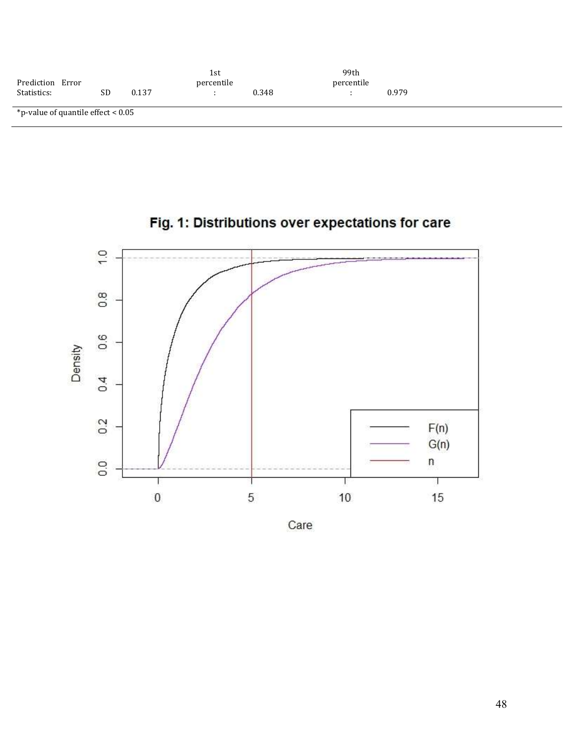| | | | | | | |
|---|---|---|---|---|---|---|
| Prediction Error Statistics: | SD | 0.137 | 1st percentile : | 0.348 | 99th percentile : | 0.979 |

*p-value of quantile effect < 0.05

Fig. 1: Distributions over expectations for care

Density

Care

0.0
0.2
0.4
0.6
0.8
1.0

0
5
10
15

F(n)
G(n)
n